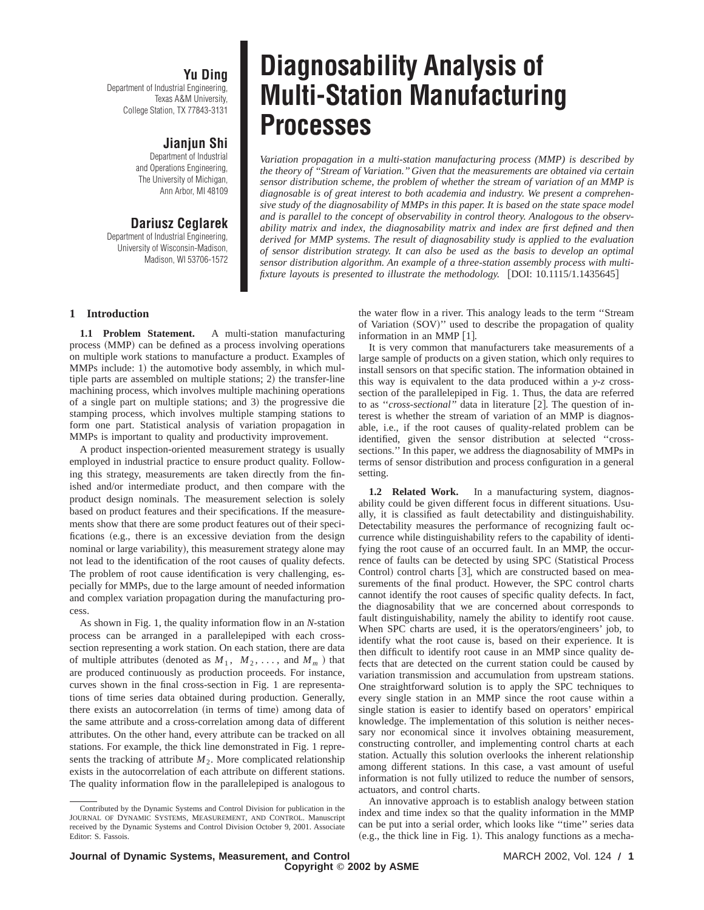# Diagnosability Analysis of Multi-Station Manufacturing Processes

**Yu Ding**
Department of Industrial Engineering,
Texas A&M University,
College Station, TX 77843-3131

**Jianjun Shi**
Department of Industrial
and Operations Engineering,
The University of Michigan,
Ann Arbor, MI 48109

**Dariusz Ceglarek**
Department of Industrial Engineering,
University of Wisconsin-Madison,
Madison, WI 53706-1572

*Variation propagation in a multi-station manufacturing process (MMP) is described by the theory of "Stream of Variation." Given that the measurements are obtained via certain sensor distribution scheme, the problem of whether the stream of variation of an MMP is diagnosable is of great interest to both academia and industry. We present a comprehensive study of the diagnosability of MMPs in this paper. It is based on the state space model and is parallel to the concept of observability in control theory. Analogous to the observability matrix and index, the diagnosability matrix and index are first defined and then derived for MMP systems. The result of diagnosability study is applied to the evaluation of sensor distribution strategy. It can also be used as the basis to develop an optimal sensor distribution algorithm. An example of a three-station assembly process with multi-fixture layouts is presented to illustrate the methodology.* [DOI: 10.1115/1.1435645]

## 1 Introduction

**1.1 Problem Statement.** A multi-station manufacturing process (MMP) can be defined as a process involving operations on multiple work stations to manufacture a product. Examples of MMPs include: 1) the automotive body assembly, in which multiple parts are assembled on multiple stations; 2) the transfer-line machining process, which involves multiple machining operations of a single part on multiple stations; and 3) the progressive die stamping process, which involves multiple stamping stations to form one part. Statistical analysis of variation propagation in MMPs is important to quality and productivity improvement.

A product inspection-oriented measurement strategy is usually employed in industrial practice to ensure product quality. Following this strategy, measurements are taken directly from the finished and/or intermediate product, and then compare with the product design nominals. The measurement selection is solely based on product features and their specifications. If the measurements show that there are some product features out of their specifications (e.g., there is an excessive deviation from the design nominal or large variability), this measurement strategy alone may not lead to the identification of the root causes of quality defects. The problem of root cause identification is very challenging, especially for MMPs, due to the large amount of needed information and complex variation propagation during the manufacturing process.

As shown in Fig. 1, the quality information flow in an $N$-station process can be arranged in a parallelepiped with each cross-section representing a work station. On each station, there are data of multiple attributes (denoted as $M_1$, $M_2$, ..., and $M_m$) that are produced continuously as production proceeds. For instance, curves shown in the final cross-section in Fig. 1 are representations of time series data obtained during production. Generally, there exists an autocorrelation (in terms of time) among data of the same attribute and a cross-correlation among data of different attributes. On the other hand, every attribute can be tracked on all stations. For example, the thick line demonstrated in Fig. 1 represents the tracking of attribute $M_2$. More complicated relationship exists in the autocorrelation of each attribute on different stations. The quality information flow in the parallelepiped is analogous to the water flow in a river. This analogy leads to the term "Stream of Variation (SOV)" used to describe the propagation of quality information in an MMP [1].

It is very common that manufacturers take measurements of a large sample of products on a given station, which only requires to install sensors on that specific station. The information obtained in this way is equivalent to the data produced within a *y-z* cross-section of the parallelepiped in Fig. 1. Thus, the data are referred to as "*cross-sectional*" data in literature [2]. The question of interest is whether the stream of variation of an MMP is diagnosable, i.e., if the root causes of quality-related problem can be identified, given the sensor distribution at selected "cross-sections." In this paper, we address the diagnosability of MMPs in terms of sensor distribution and process configuration in a general setting.

**1.2 Related Work.** In a manufacturing system, diagnosability could be given different focus in different situations. Usually, it is classified as fault detectability and distinguishability. Detectability measures the performance of recognizing fault occurrence while distinguishability refers to the capability of identifying the root cause of an occurred fault. In an MMP, the occurrence of faults can be detected by using SPC (Statistical Process Control) control charts [3], which are constructed based on measurements of the final product. However, the SPC control charts cannot identify the root causes of specific quality defects. In fact, the diagnosability that we are concerned about corresponds to fault distinguishability, namely the ability to identify root cause. When SPC charts are used, it is the operators/engineers' job, to identify what the root cause is, based on their experience. It is then difficult to identify root cause in an MMP since quality defects that are detected on the current station could be caused by variation transmission and accumulation from upstream stations. One straightforward solution is to apply the SPC techniques to every single station in an MMP since the root cause within a single station is easier to identify based on operators' empirical knowledge. The implementation of this solution is neither necessary nor economical since it involves obtaining measurement, constructing controller, and implementing control charts at each station. Actually this solution overlooks the inherent relationship among different stations. In this case, a vast amount of useful information is not fully utilized to reduce the number of sensors, actuators, and control charts.

An innovative approach is to establish analogy between station index and time index so that the quality information in the MMP can be put into a serial order, which looks like "time" series data (e.g., the thick line in Fig. 1). This analogy functions as a mecha-

Contributed by the Dynamic Systems and Control Division for publication in the JOURNAL OF DYNAMIC SYSTEMS, MEASUREMENT, AND CONTROL. Manuscript received by the Dynamic Systems and Control Division October 9, 2001. Associate Editor: S. Fassois.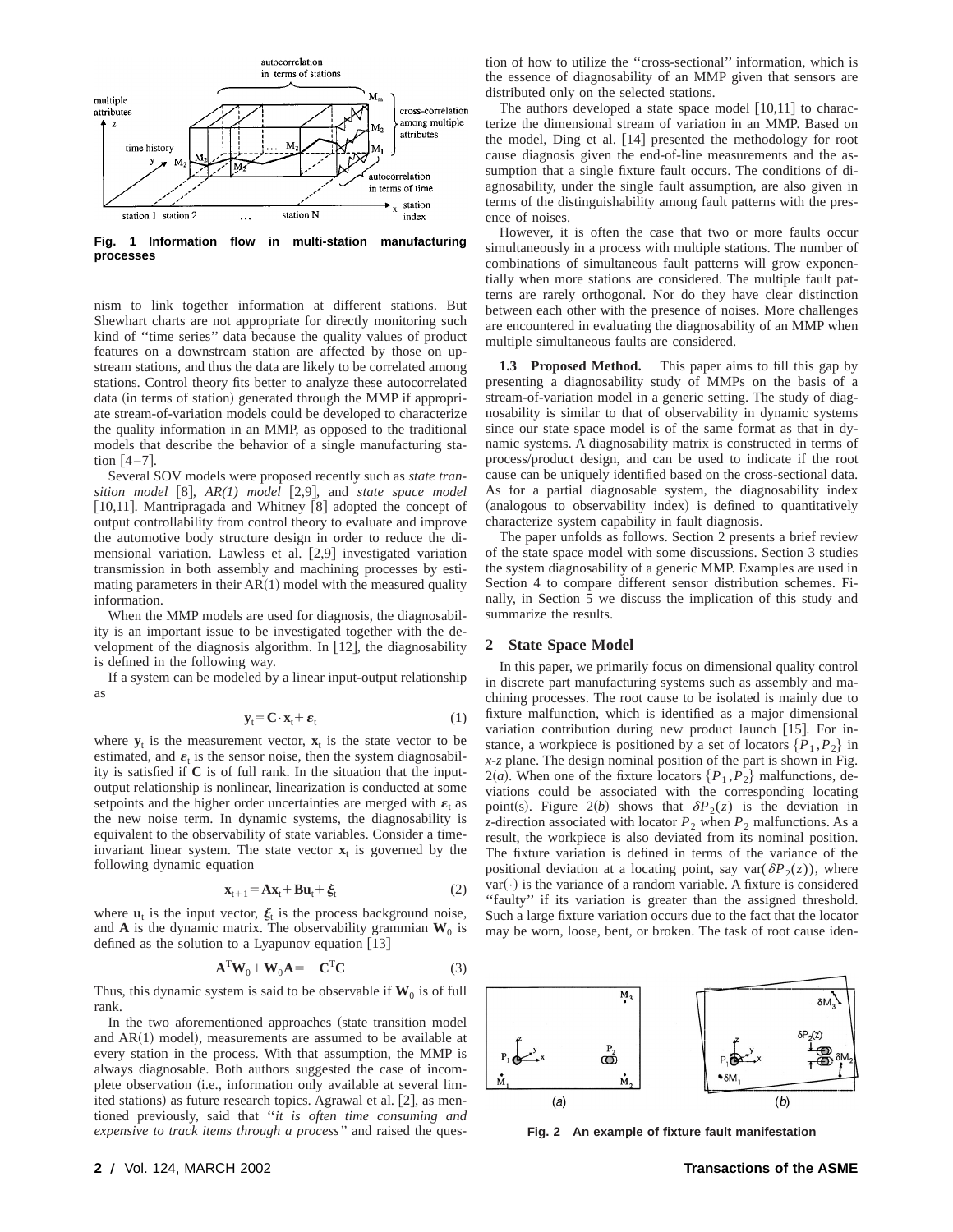Fig. 1 Information flow in multi-station manufacturing processes

nism to link together information at different stations. But Shewhart charts are not appropriate for directly monitoring such kind of "time series" data because the quality values of product features on a downstream station are affected by those on upstream stations, and thus the data are likely to be correlated among stations. Control theory fits better to analyze these autocorrelated data (in terms of station) generated through the MMP if appropriate stream-of-variation models could be developed to characterize the quality information in an MMP, as opposed to the traditional models that describe the behavior of a single manufacturing station [4–7].

Several SOV models were proposed recently such as *state transition model* [8], *AR(1) model* [2,9], and *state space model* [10,11]. Mantripragada and Whitney [8] adopted the concept of output controllability from control theory to evaluate and improve the automotive body structure design in order to reduce the dimensional variation. Lawless et al. [2,9] investigated variation transmission in both assembly and machining processes by estimating parameters in their AR(1) model with the measured quality information.

When the MMP models are used for diagnosis, the diagnosability is an important issue to be investigated together with the development of the diagnosis algorithm. In [12], the diagnosability is defined in the following way.

If a system can be modeled by a linear input-output relationship as

$$\mathbf{y}_t = \mathbf{C} \cdot \mathbf{x}_t + \boldsymbol{\varepsilon}_t \tag{1}$$

where $\mathbf{y}_t$ is the measurement vector, $\mathbf{x}_t$ is the state vector to be estimated, and $\boldsymbol{\varepsilon}_t$ is the sensor noise, then the system diagnosability is satisfied if $\mathbf{C}$ is of full rank. In the situation that the input-output relationship is nonlinear, linearization is conducted at some setpoints and the higher order uncertainties are merged with $\boldsymbol{\varepsilon}_t$ as the new noise term. In dynamic systems, the diagnosability is equivalent to the observability of state variables. Consider a time-invariant linear system. The state vector $\mathbf{x}_t$ is governed by the following dynamic equation

$$\mathbf{x}_{t+1} = \mathbf{A}\mathbf{x}_t + \mathbf{B}\mathbf{u}_t + \boldsymbol{\xi}_t \tag{2}$$

where $\mathbf{u}_t$ is the input vector, $\boldsymbol{\xi}_t$ is the process background noise, and $\mathbf{A}$ is the dynamic matrix. The observability grammian $\mathbf{W}_0$ is defined as the solution to a Lyapunov equation [13]

$$\mathbf{A}^T \mathbf{W}_0 + \mathbf{W}_0 \mathbf{A} = -\mathbf{C}^T \mathbf{C} \tag{3}$$

Thus, this dynamic system is said to be observable if $\mathbf{W}_0$ is of full rank.

In the two aforementioned approaches (state transition model and AR(1) model), measurements are assumed to be available at every station in the process. With that assumption, the MMP is always diagnosable. Both authors suggested the case of incomplete observation (i.e., information only available at several limited stations) as future research topics. Agrawal et al. [2], as mentioned previously, said that "*it is often time consuming and expensive to track items through a process*" and raised the question of how to utilize the "cross-sectional" information, which is the essence of diagnosability of an MMP given that sensors are distributed only on the selected stations.

The authors developed a state space model [10,11] to characterize the dimensional stream of variation in an MMP. Based on the model, Ding et al. [14] presented the methodology for root cause diagnosis given the end-of-line measurements and the assumption that a single fixture fault occurs. The conditions of diagnosability, under the single fault assumption, are also given in terms of the distinguishability among fault patterns with the presence of noises.

However, it is often the case that two or more faults occur simultaneously in a process with multiple stations. The number of combinations of simultaneous fault patterns will grow exponentially when more stations are considered. The multiple fault patterns are rarely orthogonal. Nor do they have clear distinction between each other with the presence of noises. More challenges are encountered in evaluating the diagnosability of an MMP when multiple simultaneous faults are considered.

**1.3 Proposed Method.** This paper aims to fill this gap by presenting a diagnosability study of MMPs on the basis of a stream-of-variation model in a generic setting. The study of diagnosability is similar to that of observability in dynamic systems since our state space model is of the same format as that in dynamic systems. A diagnosability matrix is constructed in terms of process/product design, and can be used to indicate if the root cause can be uniquely identified based on the cross-sectional data. As for a partial diagnosable system, the diagnosability index (analogous to observability index) is defined to quantitatively characterize system capability in fault diagnosis.

The paper unfolds as follows. Section 2 presents a brief review of the state space model with some discussions. Section 3 studies the system diagnosability of a generic MMP. Examples are used in Section 4 to compare different sensor distribution schemes. Finally, in Section 5 we discuss the implication of this study and summarize the results.

## 2 State Space Model

In this paper, we primarily focus on dimensional quality control in discrete part manufacturing systems such as assembly and machining processes. The root cause to be isolated is mainly due to fixture malfunction, which is identified as a major dimensional variation contribution during new product launch [15]. For instance, a workpiece is positioned by a set of locators $\{P_1, P_2\}$ in *x-z* plane. The design nominal position of the part is shown in Fig. 2(*a*). When one of the fixture locators $\{P_1, P_2\}$ malfunctions, deviations could be associated with the corresponding locating point(s). Figure 2(*b*) shows that $\delta P_2(z)$ is the deviation in *z*-direction associated with locator $P_2$ when $P_2$ malfunctions. As a result, the workpiece is also deviated from its nominal position. The fixture variation is defined in terms of the variance of the positional deviation at a locating point, say $\text{var}(\delta P_2(z))$, where $\text{var}(\cdot)$ is the variance of a random variable. A fixture is considered "faulty" if its variation is greater than the assigned threshold. Such a large fixture variation occurs due to the fact that the locator may be worn, loose, bent, or broken. The task of root cause iden-

Fig. 2 An example of fixture fault manifestation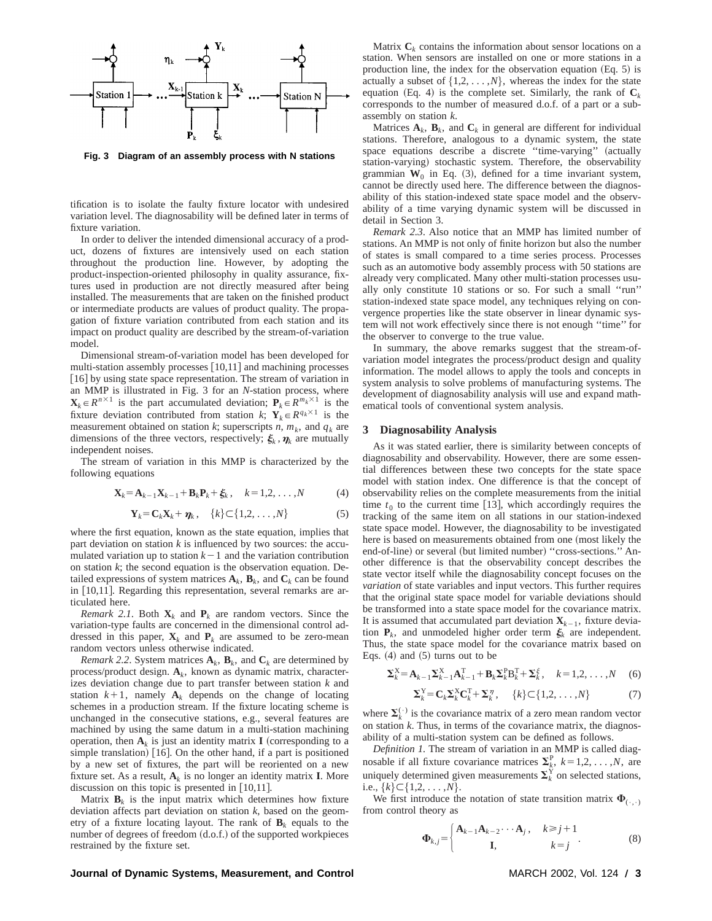Fig. 3 Diagram of an assembly process with N stations

tification is to isolate the faulty fixture locator with undesired variation level. The diagnosability will be defined later in terms of fixture variation.

In order to deliver the intended dimensional accuracy of a product, dozens of fixtures are intensively used on each station throughout the production line. However, by adopting the product-inspection-oriented philosophy in quality assurance, fixtures used in production are not directly measured after being installed. The measurements that are taken on the finished product or intermediate products are values of product quality. The propagation of fixture variation contributed from each station and its impact on product quality are described by the stream-of-variation model.

Dimensional stream-of-variation model has been developed for multi-station assembly processes [10,11] and machining processes [16] by using state space representation. The stream of variation in an MMP is illustrated in Fig. 3 for an $N$-station process, where $\mathbf{X}_k \in R^{n\times 1}$ is the part accumulated deviation; $\mathbf{P}_k \in R^{m_k \times 1}$ is the fixture deviation contributed from station $k$; $\mathbf{Y}_k \in R^{q_k \times 1}$ is the measurement obtained on station $k$; superscripts $n$, $m_k$, and $q_k$ are dimensions of the three vectors, respectively; $\boldsymbol{\xi}_k$, $\boldsymbol{\eta}_k$ are mutually independent noises.

The stream of variation in this MMP is characterized by the following equations

$$\mathbf{X}_k = \mathbf{A}_{k-1}\mathbf{X}_{k-1} + \mathbf{B}_k\mathbf{P}_k + \boldsymbol{\xi}_k, \quad k=1,2,\ldots,N \tag{4}$$

$$\mathbf{Y}_k = \mathbf{C}_k\mathbf{X}_k + \boldsymbol{\eta}_k, \quad \{k\}\subset\{1,2,\ldots,N\} \tag{5}$$

where the first equation, known as the state equation, implies that part deviation on station $k$ is influenced by two sources: the accumulated variation up to station $k-1$ and the variation contribution on station $k$; the second equation is the observation equation. Detailed expressions of system matrices $\mathbf{A}_k$, $\mathbf{B}_k$, and $\mathbf{C}_k$ can be found in [10,11]. Regarding this representation, several remarks are articulated here.

*Remark 2.1.* Both $\mathbf{X}_k$ and $\mathbf{P}_k$ are random vectors. Since the variation-type faults are concerned in the dimensional control addressed in this paper, $\mathbf{X}_k$ and $\mathbf{P}_k$ are assumed to be zero-mean random vectors unless otherwise indicated.

*Remark 2.2.* System matrices $\mathbf{A}_k$, $\mathbf{B}_k$, and $\mathbf{C}_k$ are determined by process/product design. $\mathbf{A}_k$, known as dynamic matrix, characterizes deviation change due to part transfer between station $k$ and station $k+1$, namely $\mathbf{A}_k$ depends on the change of locating schemes in a production stream. If the fixture locating scheme is unchanged in the consecutive stations, e.g., several features are machined by using the same datum in a multi-station machining operation, then $\mathbf{A}_k$ is just an identity matrix $\mathbf{I}$ (corresponding to a simple translation) [16]. On the other hand, if a part is positioned by a new set of fixtures, the part will be reoriented on a new fixture set. As a result, $\mathbf{A}_k$ is no longer an identity matrix $\mathbf{I}$. More discussion on this topic is presented in [10,11].

Matrix $\mathbf{B}_k$ is the input matrix which determines how fixture deviation affects part deviation on station $k$, based on the geometry of a fixture locating layout. The rank of $\mathbf{B}_k$ equals to the number of degrees of freedom (d.o.f.) of the supported workpieces restrained by the fixture set.

Matrix $\mathbf{C}_k$ contains the information about sensor locations on a station. When sensors are installed on one or more stations in a production line, the index for the observation equation (Eq. 5) is actually a subset of $\{1,2,\ldots,N\}$, whereas the index for the state equation (Eq. 4) is the complete set. Similarly, the rank of $\mathbf{C}_k$ corresponds to the number of measured d.o.f. of a part or a subassembly on station $k$.

Matrices $\mathbf{A}_k$, $\mathbf{B}_k$, and $\mathbf{C}_k$ in general are different for individual stations. Therefore, analogous to a dynamic system, the state space equations describe a discrete "time-varying" (actually station-varying) stochastic system. Therefore, the observability grammian $\mathbf{W}_0$ in Eq. (3), defined for a time invariant system, cannot be directly used here. The difference between the diagnosability of this station-indexed state space model and the observability of a time varying dynamic system will be discussed in detail in Section 3.

*Remark 2.3.* Also notice that an MMP has limited number of stations. An MMP is not only of finite horizon but also the number of states is small compared to a time series process. Processes such as an automotive body assembly process with 50 stations are already very complicated. Many other multi-station processes usually only constitute 10 stations or so. For such a small "run" station-indexed state space model, any techniques relying on convergence properties like the state observer in linear dynamic system will not work effectively since there is not enough "time" for the observer to converge to the true value.

In summary, the above remarks suggest that the stream-of-variation model integrates the process/product design and quality information. The model allows to apply the tools and concepts in system analysis to solve problems of manufacturing systems. The development of diagnosability analysis will use and expand mathematical tools of conventional system analysis.

## 3 Diagnosability Analysis

As it was stated earlier, there is similarity between concepts of diagnosability and observability. However, there are some essential differences between these two concepts for the state space model with station index. One difference is that the concept of observability relies on the complete measurements from the initial time $t_0$ to the current time [13], which accordingly requires the tracking of the same item on all stations in our station-indexed state space model. However, the diagnosability to be investigated here is based on measurements obtained from one (most likely the end-of-line) or several (but limited number) "cross-sections." Another difference is that the observability concept describes the state vector itself while the diagnosability concept focuses on the *variation* of state variables and input vectors. This further requires that the original state space model for variable deviations should be transformed into a state space model for the covariance matrix. It is assumed that accumulated part deviation $\mathbf{X}_{k-1}$, fixture deviation $\mathbf{P}_k$, and unmodeled higher order term $\boldsymbol{\xi}_k$ are independent. Thus, the state space model for the covariance matrix based on Eqs. (4) and (5) turns out to be

$$\boldsymbol{\Sigma}_k^{\mathrm{X}} = \mathbf{A}_{k-1}\boldsymbol{\Sigma}_{k-1}^{\mathrm{X}}\mathbf{A}_{k-1}^{\mathrm{T}} + \mathbf{B}_k\boldsymbol{\Sigma}_k^{\mathrm{P}}\mathrm{B}_k^{\mathrm{T}} + \boldsymbol{\Sigma}_k^{\xi}, \quad k=1,2,\ldots,N \tag{6}$$

$$\boldsymbol{\Sigma}_k^{\mathrm{Y}} = \mathbf{C}_k\boldsymbol{\Sigma}_k^{\mathrm{X}}\mathbf{C}_k^{\mathrm{T}} + \boldsymbol{\Sigma}_k^{\eta}, \quad \{k\}\subset\{1,2,\ldots,N\} \tag{7}$$

where $\boldsymbol{\Sigma}_k^{(\cdot)}$ is the covariance matrix of a zero mean random vector on station $k$. Thus, in terms of the covariance matrix, the diagnosability of a multi-station system can be defined as follows.

*Definition 1.* The stream of variation in an MMP is called diagnosable if all fixture covariance matrices $\boldsymbol{\Sigma}_k^{\mathrm{P}}$, $k=1,2,\ldots,N$, are uniquely determined given measurements $\boldsymbol{\Sigma}_k^{\mathrm{Y}}$ on selected stations, i.e., $\{k\}\subset\{1,2,\ldots,N\}$.

We first introduce the notation of state transition matrix $\boldsymbol{\Phi}_{(\cdot,\cdot)}$ from control theory as

$$\boldsymbol{\Phi}_{k,j} = \begin{cases} \mathbf{A}_{k-1}\mathbf{A}_{k-2}\cdots\mathbf{A}_j, & k \geq j+1 \\ \mathbf{I}, & k=j \end{cases}. \tag{8}$$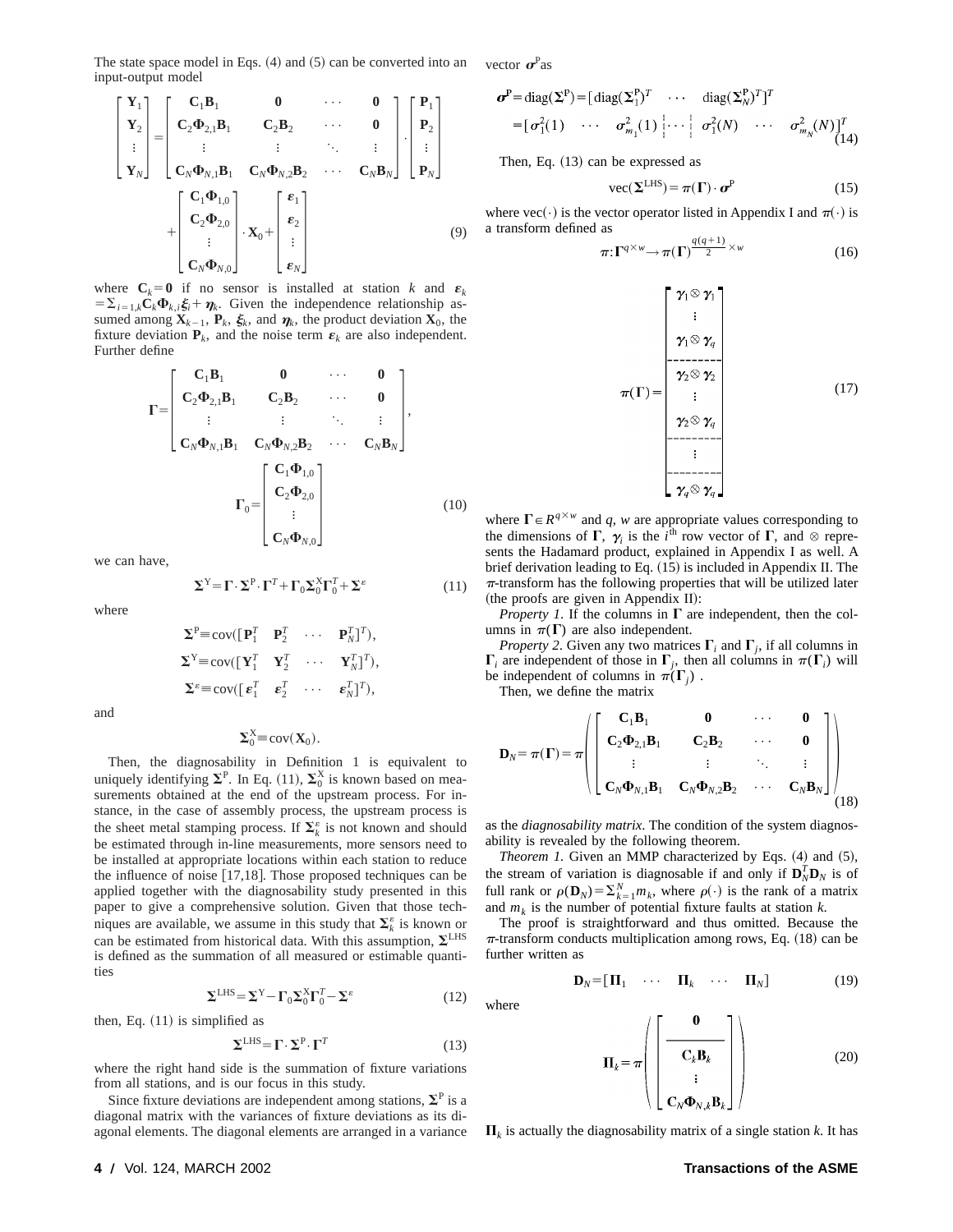The state space model in Eqs. (4) and (5) can be converted into an input-output model

$$
\begin{bmatrix} \mathbf{Y}_1 \\ \mathbf{Y}_2 \\ \vdots \\ \mathbf{Y}_N \end{bmatrix} = \begin{bmatrix} \mathbf{C}_1\mathbf{B}_1 & \mathbf{0} & \cdots & \mathbf{0} \\ \mathbf{C}_2\mathbf{\Phi}_{2,1}\mathbf{B}_1 & \mathbf{C}_2\mathbf{B}_2 & \cdots & \mathbf{0} \\ \vdots & \vdots & \ddots & \vdots \\ \mathbf{C}_N\mathbf{\Phi}_{N,1}\mathbf{B}_1 & \mathbf{C}_N\mathbf{\Phi}_{N,2}\mathbf{B}_2 & \cdots & \mathbf{C}_N\mathbf{B}_N \end{bmatrix} \cdot \begin{bmatrix} \mathbf{P}_1 \\ \mathbf{P}_2 \\ \vdots \\ \mathbf{P}_N \end{bmatrix} + \begin{bmatrix} \mathbf{C}_1\mathbf{\Phi}_{1,0} \\ \mathbf{C}_2\mathbf{\Phi}_{2,0} \\ \vdots \\ \mathbf{C}_N\mathbf{\Phi}_{N,0} \end{bmatrix} \cdot \mathbf{X}_0 + \begin{bmatrix} \boldsymbol{\varepsilon}_1 \\ \boldsymbol{\varepsilon}_2 \\ \vdots \\ \boldsymbol{\varepsilon}_N \end{bmatrix} \tag{9}
$$

where $\mathbf{C}_k = \mathbf{0}$ if no sensor is installed at station $k$ and $\boldsymbol{\varepsilon}_k = \sum_{i=1,k} \mathbf{C}_k \mathbf{\Phi}_{k,i} \boldsymbol{\xi}_i + \boldsymbol{\eta}_k$. Given the independence relationship assumed among $\mathbf{X}_{k-1}$, $\mathbf{P}_k$, $\boldsymbol{\xi}_k$, and $\boldsymbol{\eta}_k$, the product deviation $\mathbf{X}_0$, the fixture deviation $\mathbf{P}_k$, and the noise term $\boldsymbol{\varepsilon}_k$ are also independent. Further define

$$
\mathbf{\Gamma} = \begin{bmatrix} \mathbf{C}_1\mathbf{B}_1 & \mathbf{0} & \cdots & \mathbf{0} \\ \mathbf{C}_2\mathbf{\Phi}_{2,1}\mathbf{B}_1 & \mathbf{C}_2\mathbf{B}_2 & \cdots & \mathbf{0} \\ \vdots & \vdots & \ddots & \vdots \\ \mathbf{C}_N\mathbf{\Phi}_{N,1}\mathbf{B}_1 & \mathbf{C}_N\mathbf{\Phi}_{N,2}\mathbf{B}_2 & \cdots & \mathbf{C}_N\mathbf{B}_N \end{bmatrix}, \quad \mathbf{\Gamma}_0 = \begin{bmatrix} \mathbf{C}_1\mathbf{\Phi}_{1,0} \\ \mathbf{C}_2\mathbf{\Phi}_{2,0} \\ \vdots \\ \mathbf{C}_N\mathbf{\Phi}_{N,0} \end{bmatrix} \tag{10}
$$

we can have,

$$
\mathbf{\Sigma}^{\mathrm{Y}} = \mathbf{\Gamma} \cdot \mathbf{\Sigma}^{\mathrm{P}} \cdot \mathbf{\Gamma}^T + \mathbf{\Gamma}_0 \mathbf{\Sigma}_0^{\mathrm{X}} \mathbf{\Gamma}_0^T + \mathbf{\Sigma}^{\varepsilon} \tag{11}
$$

where

$$
\mathbf{\Sigma}^{\mathrm{P}} \equiv \mathrm{cov}([\mathbf{P}_1^T \quad \mathbf{P}_2^T \quad \cdots \quad \mathbf{P}_N^T]^T),
$$

$$
\mathbf{\Sigma}^{\mathrm{Y}} \equiv \mathrm{cov}([\mathbf{Y}_1^T \quad \mathbf{Y}_2^T \quad \cdots \quad \mathbf{Y}_N^T]^T),
$$

$$
\mathbf{\Sigma}^{\varepsilon} \equiv \mathrm{cov}([\boldsymbol{\varepsilon}_1^T \quad \boldsymbol{\varepsilon}_2^T \quad \cdots \quad \boldsymbol{\varepsilon}_N^T]^T),
$$

and

$$
\mathbf{\Sigma}_0^{\mathrm{X}} \equiv \mathrm{cov}(\mathbf{X}_0).
$$

Then, the diagnosability in Definition 1 is equivalent to uniquely identifying $\mathbf{\Sigma}^{\mathrm{P}}$. In Eq. (11), $\mathbf{\Sigma}_0^{\mathrm{X}}$ is known based on measurements obtained at the end of the upstream process. For instance, in the case of assembly process, the upstream process is the sheet metal stamping process. If $\mathbf{\Sigma}_k^{\varepsilon}$ is not known and should be estimated through in-line measurements, more sensors need to be installed at appropriate locations within each station to reduce the influence of noise [17,18]. Those proposed techniques can be applied together with the diagnosability study presented in this paper to give a comprehensive solution. Given that those techniques are available, we assume in this study that $\mathbf{\Sigma}_k^{\varepsilon}$ is known or can be estimated from historical data. With this assumption, $\mathbf{\Sigma}^{\mathrm{LHS}}$ is defined as the summation of all measured or estimable quantities

$$
\mathbf{\Sigma}^{\mathrm{LHS}} = \mathbf{\Sigma}^{\mathrm{Y}} - \mathbf{\Gamma}_0 \mathbf{\Sigma}_0^{\mathrm{X}} \mathbf{\Gamma}_0^T - \mathbf{\Sigma}^{\varepsilon} \tag{12}
$$

then, Eq. (11) is simplified as

$$
\mathbf{\Sigma}^{\mathrm{LHS}} = \mathbf{\Gamma} \cdot \mathbf{\Sigma}^{\mathrm{P}} \cdot \mathbf{\Gamma}^T \tag{13}
$$

where the right hand side is the summation of fixture variations from all stations, and is our focus in this study.

Since fixture deviations are independent among stations, $\mathbf{\Sigma}^{\mathrm{P}}$ is a diagonal matrix with the variances of fixture deviations as its diagonal elements. The diagonal elements are arranged in a variance vector $\boldsymbol{\sigma}^{\mathrm{P}}$ as

$$
\begin{aligned}
\boldsymbol{\sigma}^{\mathrm{P}} &= \mathrm{diag}(\mathbf{\Sigma}^{\mathrm{P}}) = [\mathrm{diag}(\mathbf{\Sigma}_1^{\mathrm{P}})^T \quad \cdots \quad \mathrm{diag}(\mathbf{\Sigma}_N^{\mathrm{P}})^T]^T \\
&= [\sigma_1^2(1) \quad \cdots \quad \sigma_{m_1}^2(1) \;\vdots\; \cdots \;\vdots\; \sigma_1^2(N) \quad \cdots \quad \sigma_{m_N}^2(N)]^T
\end{aligned} \tag{14}
$$

Then, Eq. (13) can be expressed as

$$
\mathrm{vec}(\mathbf{\Sigma}^{\mathrm{LHS}}) = \pi(\mathbf{\Gamma}) \cdot \boldsymbol{\sigma}^{\mathrm{P}} \tag{15}
$$

where $\mathrm{vec}(\cdot)$ is the vector operator listed in Appendix I and $\pi(\cdot)$ is a transform defined as

$$
\pi : \mathbf{\Gamma}^{q \times w} \rightarrow \pi(\mathbf{\Gamma})^{\frac{q(q+1)}{2} \times w} \tag{16}
$$

$$
\pi(\mathbf{\Gamma}) = \begin{bmatrix} \boldsymbol{\gamma}_1 \otimes \boldsymbol{\gamma}_1 \\ \vdots \\ \boldsymbol{\gamma}_1 \otimes \boldsymbol{\gamma}_q \\ \hdashline \boldsymbol{\gamma}_2 \otimes \boldsymbol{\gamma}_2 \\ \vdots \\ \boldsymbol{\gamma}_2 \otimes \boldsymbol{\gamma}_q \\ \hdashline \vdots \\ \hdashline \boldsymbol{\gamma}_q \otimes \boldsymbol{\gamma}_q \end{bmatrix} \tag{17}
$$

where $\mathbf{\Gamma} \in R^{q \times w}$ and $q$, $w$ are appropriate values corresponding to the dimensions of $\mathbf{\Gamma}$, $\boldsymbol{\gamma}_i$ is the $i^{\text{th}}$ row vector of $\mathbf{\Gamma}$, and $\otimes$ represents the Hadamard product, explained in Appendix I as well. A brief derivation leading to Eq. (15) is included in Appendix II. The $\pi$-transform has the following properties that will be utilized later (the proofs are given in Appendix II):

*Property 1*. If the columns in $\mathbf{\Gamma}$ are independent, then the columns in $\pi(\mathbf{\Gamma})$ are also independent.

*Property 2*. Given any two matrices $\mathbf{\Gamma}_i$ and $\mathbf{\Gamma}_j$, if all columns in $\mathbf{\Gamma}_i$ are independent of those in $\mathbf{\Gamma}_j$, then all columns in $\pi(\mathbf{\Gamma}_i)$ will be independent of columns in $\pi(\mathbf{\Gamma}_j)$.

Then, we define the matrix

$$
\mathbf{D}_N = \pi(\mathbf{\Gamma}) = \pi\left( \begin{bmatrix} \mathbf{C}_1\mathbf{B}_1 & \mathbf{0} & \cdots & \mathbf{0} \\ \mathbf{C}_2\mathbf{\Phi}_{2,1}\mathbf{B}_1 & \mathbf{C}_2\mathbf{B}_2 & \cdots & \mathbf{0} \\ \vdots & \vdots & \ddots & \vdots \\ \mathbf{C}_N\mathbf{\Phi}_{N,1}\mathbf{B}_1 & \mathbf{C}_N\mathbf{\Phi}_{N,2}\mathbf{B}_2 & \cdots & \mathbf{C}_N\mathbf{B}_N \end{bmatrix} \right) \tag{18}
$$

as the *diagnosability matrix*. The condition of the system diagnosability is revealed by the following theorem.

*Theorem 1*. Given an MMP characterized by Eqs. (4) and (5), the stream of variation is diagnosable if and only if $\mathbf{D}_N^T \mathbf{D}_N$ is of full rank or $\rho(\mathbf{D}_N) = \sum_{k=1}^{N} m_k$, where $\rho(\cdot)$ is the rank of a matrix and $m_k$ is the number of potential fixture faults at station $k$.

The proof is straightforward and thus omitted. Because the $\pi$-transform conducts multiplication among rows, Eq. (18) can be further written as

$$
\mathbf{D}_N = [\mathbf{\Pi}_1 \quad \cdots \quad \mathbf{\Pi}_k \quad \cdots \quad \mathbf{\Pi}_N] \tag{19}
$$

where

$$
\mathbf{\Pi}_k = \pi\left( \begin{bmatrix} \mathbf{0} \\ \hline \mathbf{C}_k\mathbf{B}_k \\ \vdots \\ \mathbf{C}_N\mathbf{\Phi}_{N,k}\mathbf{B}_k \end{bmatrix} \right) \tag{20}
$$

$\mathbf{\Pi}_k$ is actually the diagnosability matrix of a single station $k$. It has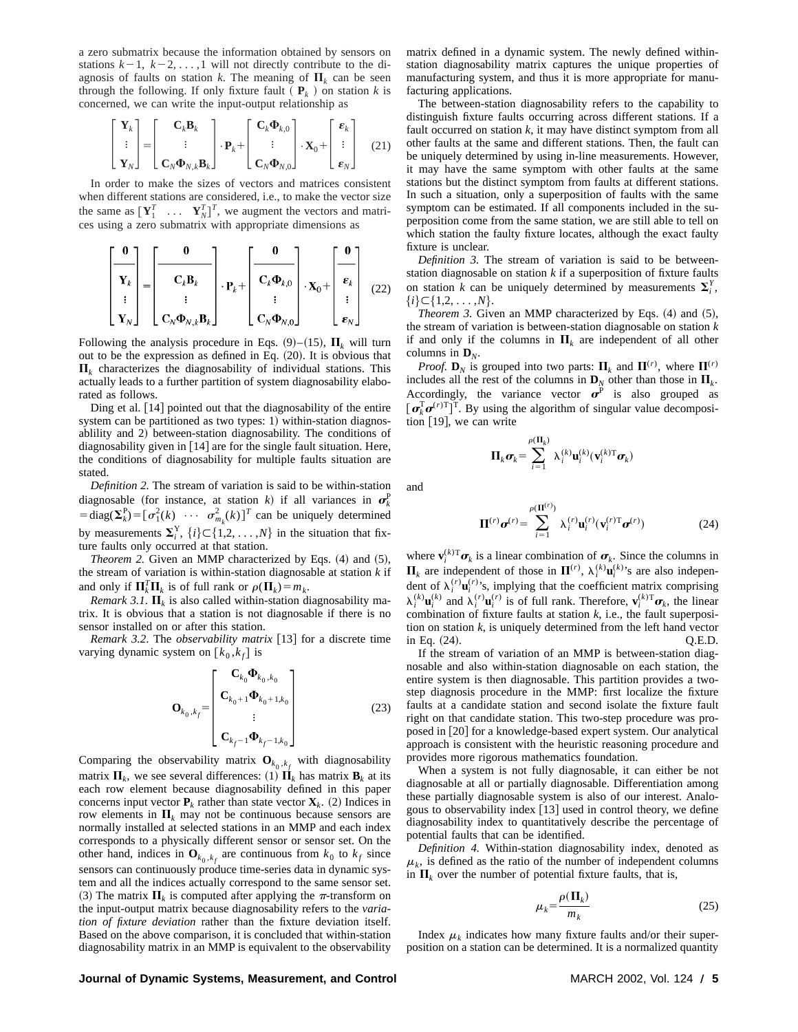a zero submatrix because the information obtained by sensors on stations $k-1$, $k-2,\ldots,1$ will not directly contribute to the diagnosis of faults on station $k$. The meaning of $\mathbf{\Pi}_k$ can be seen through the following. If only fixture fault ($\mathbf{P}_k$) on station $k$ is concerned, we can write the input-output relationship as

$$
\begin{bmatrix} \mathbf{Y}_k \\ \vdots \\ \mathbf{Y}_N \end{bmatrix} = \begin{bmatrix} \mathbf{C}_k \mathbf{B}_k \\ \vdots \\ \mathbf{C}_N \mathbf{\Phi}_{N,k} \mathbf{B}_k \end{bmatrix} \cdot \mathbf{P}_k + \begin{bmatrix} \mathbf{C}_k \mathbf{\Phi}_{k,0} \\ \vdots \\ \mathbf{C}_N \mathbf{\Phi}_{N,0} \end{bmatrix} \cdot \mathbf{X}_0 + \begin{bmatrix} \boldsymbol{\varepsilon}_k \\ \vdots \\ \boldsymbol{\varepsilon}_N \end{bmatrix} \quad (21)
$$

In order to make the sizes of vectors and matrices consistent when different stations are considered, i.e., to make the vector size the same as $[\mathbf{Y}_1^T \ \ldots \ \mathbf{Y}_N^T]^T$, we augment the vectors and matrices using a zero submatrix with appropriate dimensions as

$$
\begin{bmatrix} \mathbf{0} \\ \hline \mathbf{Y}_k \\ \vdots \\ \mathbf{Y}_N \end{bmatrix} = \begin{bmatrix} \mathbf{0} \\ \hline \mathbf{C}_k \mathbf{B}_k \\ \vdots \\ \mathbf{C}_N \mathbf{\Phi}_{N,k} \mathbf{B}_k \end{bmatrix} \cdot \mathbf{P}_k + \begin{bmatrix} \mathbf{0} \\ \hline \mathbf{C}_k \mathbf{\Phi}_{k,0} \\ \vdots \\ \mathbf{C}_N \mathbf{\Phi}_{N,0} \end{bmatrix} \cdot \mathbf{X}_0 + \begin{bmatrix} \mathbf{0} \\ \hline \boldsymbol{\varepsilon}_k \\ \vdots \\ \boldsymbol{\varepsilon}_N \end{bmatrix} \quad (22)
$$

Following the analysis procedure in Eqs. (9)–(15), $\mathbf{\Pi}_k$ will turn out to be the expression as defined in Eq. (20). It is obvious that $\mathbf{\Pi}_k$ characterizes the diagnosability of individual stations. This actually leads to a further partition of system diagnosability elaborated as follows.

Ding et al. [14] pointed out that the diagnosability of the entire system can be partitioned as two types: 1) within-station diagnosablility and 2) between-station diagnosability. The conditions of diagnosability given in [14] are for the single fault situation. Here, the conditions of diagnosability for multiple faults situation are stated.

*Definition 2.* The stream of variation is said to be within-station diagnosable (for instance, at station $k$) if all variances in $\boldsymbol{\sigma}_k^{\mathrm{P}} = \mathrm{diag}(\mathbf{\Sigma}_k^{\mathrm{P}}) = [\sigma_1^2(k) \ \cdots \ \sigma_{m_k}^2(k)]^T$ can be uniquely determined by measurements $\mathbf{\Sigma}_i^{\mathrm{Y}}$, $\{i\} \subset \{1,2,\ldots,N\}$ in the situation that fixture faults only occurred at that station.

*Theorem 2.* Given an MMP characterized by Eqs. (4) and (5), the stream of variation is within-station diagnosable at station $k$ if and only if $\mathbf{\Pi}_k^T \mathbf{\Pi}_k$ is of full rank or $\rho(\mathbf{\Pi}_k) = m_k$.

*Remark 3.1.* $\mathbf{\Pi}_k$ is also called within-station diagnosability matrix. It is obvious that a station is not diagnosable if there is no sensor installed on or after this station.

*Remark 3.2.* The *observability matrix* [13] for a discrete time varying dynamic system on $[k_0, k_f]$ is

$$
\mathbf{O}_{k_0,k_f} = \begin{bmatrix} \mathbf{C}_{k_0} \mathbf{\Phi}_{k_0,k_0} \\ \mathbf{C}_{k_0+1} \mathbf{\Phi}_{k_0+1,k_0} \\ \vdots \\ \mathbf{C}_{k_f-1} \mathbf{\Phi}_{k_f-1,k_0} \end{bmatrix} \quad (23)
$$

Comparing the observability matrix $\mathbf{O}_{k_0,k_f}$ with diagnosability matrix $\mathbf{\Pi}_k$, we see several differences: (1) $\mathbf{\Pi}_k$ has matrix $\mathbf{B}_k$ at its each row element because diagnosability defined in this paper concerns input vector $\mathbf{P}_k$ rather than state vector $\mathbf{X}_k$. (2) Indices in row elements in $\mathbf{\Pi}_k$ may not be continuous because sensors are normally installed at selected stations in an MMP and each index corresponds to a physically different sensor or sensor set. On the other hand, indices in $\mathbf{O}_{k_0,k_f}$ are continuous from $k_0$ to $k_f$ since sensors can continuously produce time-series data in dynamic system and all the indices actually correspond to the same sensor set. (3) The matrix $\mathbf{\Pi}_k$ is computed after applying the $\pi$-transform on the input-output matrix because diagnosability refers to the *variation of fixture deviation* rather than the fixture deviation itself. Based on the above comparison, it is concluded that within-station diagnosability matrix in an MMP is equivalent to the observability matrix defined in a dynamic system. The newly defined within-station diagnosability matrix captures the unique properties of manufacturing system, and thus it is more appropriate for manufacturing applications.

The between-station diagnosability refers to the capability to distinguish fixture faults occurring across different stations. If a fault occurred on station $k$, it may have distinct symptom from all other faults at the same and different stations. Then, the fault can be uniquely determined by using in-line measurements. However, it may have the same symptom with other faults at the same stations but the distinct symptom from faults at different stations. In such a situation, only a superposition of faults with the same symptom can be estimated. If all components included in the superposition come from the same station, we are still able to tell on which station the faulty fixture locates, although the exact faulty fixture is unclear.

*Definition 3.* The stream of variation is said to be between-station diagnosable on station $k$ if a superposition of fixture faults on station $k$ can be uniquely determined by measurements $\mathbf{\Sigma}_i^{\mathrm{Y}}$, $\{i\} \subset \{1,2,\ldots,N\}$.

*Theorem 3.* Given an MMP characterized by Eqs. (4) and (5), the stream of variation is between-station diagnosable on station $k$ if and only if the columns in $\mathbf{\Pi}_k$ are independent of all other columns in $\mathbf{D}_N$.

*Proof.* $\mathbf{D}_N$ is grouped into two parts: $\mathbf{\Pi}_k$ and $\mathbf{\Pi}^{(r)}$, where $\mathbf{\Pi}^{(r)}$ includes all the rest of the columns in $\mathbf{D}_N$ other than those in $\mathbf{\Pi}_k$. Accordingly, the variance vector $\boldsymbol{\sigma}^{\mathrm{P}}$ is also grouped as $[\boldsymbol{\sigma}_k^{\mathrm{T}} \boldsymbol{\sigma}^{(r)\mathrm{T}}]^{\mathrm{T}}$. By using the algorithm of singular value decomposition [19], we can write

$$
\mathbf{\Pi}_k \boldsymbol{\sigma}_k = \sum_{i=1}^{\rho(\mathbf{\Pi}_k)} \lambda_i^{(k)} \mathbf{u}_i^{(k)} (\mathbf{v}_i^{(k)\mathrm{T}} \boldsymbol{\sigma}_k)
$$

and

$$
\mathbf{\Pi}^{(r)} \boldsymbol{\sigma}^{(r)} = \sum_{i=1}^{\rho(\mathbf{\Pi}^{(r)})} \lambda_i^{(r)} \mathbf{u}_i^{(r)} (\mathbf{v}_i^{(r)\mathrm{T}} \boldsymbol{\sigma}^{(r)}) \quad (24)
$$

where $\mathbf{v}_i^{(k)\mathrm{T}} \boldsymbol{\sigma}_k$ is a linear combination of $\boldsymbol{\sigma}_k$. Since the columns in $\mathbf{\Pi}_k$ are independent of those in $\mathbf{\Pi}^{(r)}$, $\lambda_i^{(k)} \mathbf{u}_i^{(k)}$'s are also independent of $\lambda_i^{(r)} \mathbf{u}_i^{(r)}$'s, implying that the coefficient matrix comprising $\lambda_i^{(k)} \mathbf{u}_i^{(k)}$ and $\lambda_i^{(r)} \mathbf{u}_i^{(r)}$ is of full rank. Therefore, $\mathbf{v}_i^{(k)\mathrm{T}} \boldsymbol{\sigma}_k$, the linear combination of fixture faults at station $k$, i.e., the fault superposition on station $k$, is uniquely determined from the left hand vector in Eq. (24). Q.E.D.

If the stream of variation of an MMP is between-station diagnosable and also within-station diagnosable on each station, the entire system is then diagnosable. This partition provides a two-step diagnosis procedure in the MMP: first localize the fixture faults at a candidate station and second isolate the fixture fault right on that candidate station. This two-step procedure was proposed in [20] for a knowledge-based expert system. Our analytical approach is consistent with the heuristic reasoning procedure and provides more rigorous mathematics foundation.

When a system is not fully diagnosable, it can either be not diagnosable at all or partially diagnosable. Differentiation among these partially diagnosable system is also of our interest. Analogous to observability index [13] used in control theory, we define diagnosability index to quantitatively describe the percentage of potential faults that can be identified.

*Definition 4.* Within-station diagnosability index, denoted as $\mu_k$, is defined as the ratio of the number of independent columns in $\mathbf{\Pi}_k$ over the number of potential fixture faults, that is,

$$
\mu_k = \frac{\rho(\mathbf{\Pi}_k)}{m_k} \quad (25)
$$

Index $\mu_k$ indicates how many fixture faults and/or their superposition on a station can be determined. It is a normalized quantity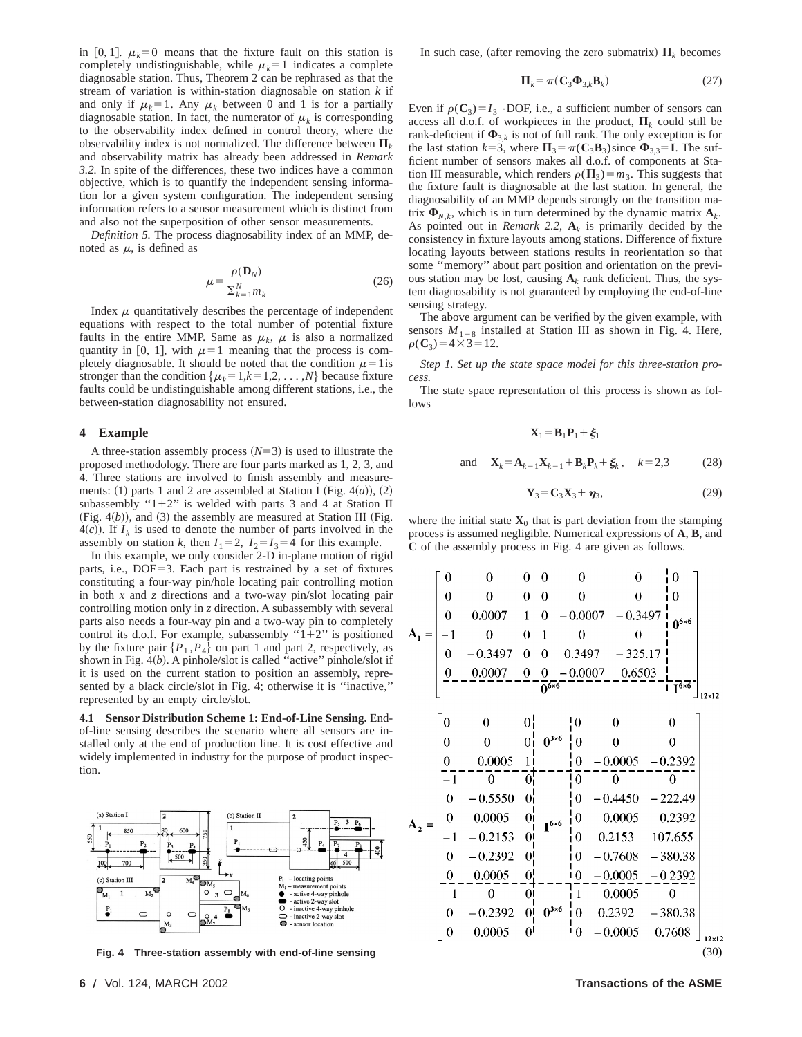in [0, 1]. $\mu_k = 0$ means that the fixture fault on this station is completely undistinguishable, while $\mu_k = 1$ indicates a complete diagnosable station. Thus, Theorem 2 can be rephrased as that the stream of variation is within-station diagnosable on station $k$ if and only if $\mu_k = 1$. Any $\mu_k$ between 0 and 1 is for a partially diagnosable station. In fact, the numerator of $\mu_k$ is corresponding to the observability index defined in control theory, where the observability index is not normalized. The difference between $\mathbf{\Pi}_k$ and observability matrix has already been addressed in *Remark 3.2.* In spite of the differences, these two indices have a common objective, which is to quantify the independent sensing information for a given system configuration. The independent sensing information refers to a sensor measurement which is distinct from and also not the superposition of other sensor measurements.

*Definition 5.* The process diagnosability index of an MMP, denoted as $\mu$, is defined as

$$\mu = \frac{\rho(\mathbf{D}_N)}{\sum_{k=1}^{N} m_k} \tag{26}$$

Index $\mu$ quantitatively describes the percentage of independent equations with respect to the total number of potential fixture faults in the entire MMP. Same as $\mu_k$, $\mu$ is also a normalized quantity in [0, 1], with $\mu = 1$ meaning that the process is completely diagnosable. It should be noted that the condition $\mu = 1$ is stronger than the condition $\{\mu_k = 1, k = 1, 2, \ldots, N\}$ because fixture faults could be undistinguishable among different stations, i.e., the between-station diagnosability not ensured.

## 4 Example

A three-station assembly process ($N = 3$) is used to illustrate the proposed methodology. There are four parts marked as 1, 2, 3, and 4. Three stations are involved to finish assembly and measurements: (1) parts 1 and 2 are assembled at Station I (Fig. 4(*a*)), (2) subassembly "1+2" is welded with parts 3 and 4 at Station II (Fig. 4(*b*)), and (3) the assembly are measured at Station III (Fig. 4(*c*)). If $I_k$ is used to denote the number of parts involved in the assembly on station $k$, then $I_1 = 2$, $I_2 = I_3 = 4$ for this example.

In this example, we only consider 2-D in-plane motion of rigid parts, i.e., DOF=3. Each part is restrained by a set of fixtures constituting a four-way pin/hole locating pair controlling motion in both $x$ and $z$ directions and a two-way pin/slot locating pair controlling motion only in $z$ direction. A subassembly with several parts also needs a four-way pin and a two-way pin to completely control its d.o.f. For example, subassembly "1+2" is positioned by the fixture pair $\{P_1, P_4\}$ on part 1 and part 2, respectively, as shown in Fig. 4(*b*). A pinhole/slot is called "active" pinhole/slot if it is used on the current station to position an assembly, represented by a black circle/slot in Fig. 4; otherwise it is "inactive," represented by an empty circle/slot.

**4.1 Sensor Distribution Scheme 1: End-of-Line Sensing.** End-of-line sensing describes the scenario where all sensors are installed only at the end of production line. It is cost effective and widely implemented in industry for the purpose of product inspection.

**Fig. 4 Three-station assembly with end-of-line sensing**

In such case, (after removing the zero submatrix) $\mathbf{\Pi}_k$ becomes

$$\mathbf{\Pi}_k = \pi(\mathbf{C}_3 \mathbf{\Phi}_{3,k} \mathbf{B}_k) \tag{27}$$

Even if $\rho(\mathbf{C}_3) = I_3 \cdot$DOF, i.e., a sufficient number of sensors can access all d.o.f. of workpieces in the product, $\mathbf{\Pi}_k$ could still be rank-deficient if $\mathbf{\Phi}_{3,k}$ is not of full rank. The only exception is for the last station $k=3$, where $\mathbf{\Pi}_3 = \pi(\mathbf{C}_3\mathbf{B}_3)$ since $\mathbf{\Phi}_{3,3} = \mathbf{I}$. The sufficient number of sensors makes all d.o.f. of components at Station III measurable, which renders $\rho(\mathbf{\Pi}_3) = m_3$. This suggests that the fixture fault is diagnosable at the last station. In general, the diagnosability of an MMP depends strongly on the transition matrix $\mathbf{\Phi}_{N,k}$, which is in turn determined by the dynamic matrix $\mathbf{A}_k$. As pointed out in *Remark 2.2*, $\mathbf{A}_k$ is primarily decided by the consistency in fixture layouts among stations. Difference of fixture locating layouts between stations results in reorientation so that some "memory" about part position and orientation on the previous station may be lost, causing $\mathbf{A}_k$ rank deficient. Thus, the system diagnosability is not guaranteed by employing the end-of-line sensing strategy.

The above argument can be verified by the given example, with sensors $M_{1-8}$ installed at Station III as shown in Fig. 4. Here, $\rho(\mathbf{C}_3) = 4 \times 3 = 12$.

*Step 1. Set up the state space model for this three-station process.*

The state space representation of this process is shown as follows

$$\mathbf{X}_1 = \mathbf{B}_1\mathbf{P}_1 + \boldsymbol{\xi}_1$$

$$\text{and} \quad \mathbf{X}_k = \mathbf{A}_{k-1}\mathbf{X}_{k-1} + \mathbf{B}_k\mathbf{P}_k + \boldsymbol{\xi}_k, \quad k = 2,3 \tag{28}$$

$$\mathbf{Y}_3 = \mathbf{C}_3\mathbf{X}_3 + \boldsymbol{\eta}_3, \tag{29}$$

where the initial state $\mathbf{X}_0$ that is part deviation from the stamping process is assumed negligible. Numerical expressions of $\mathbf{A}$, $\mathbf{B}$, and $\mathbf{C}$ of the assembly process in Fig. 4 are given as follows.

$$\mathbf{A}_1 = \left[\begin{array}{cccccc|c} 0 & 0 & 0 & 0 & 0 & 0 & 0 \\ 0 & 0 & 0 & 0 & 0 & 0 & 0 \\ 0 & 0.0007 & 1 & 0 & -0.0007 & -0.3497 & \mathbf{0}^{6\times6} \\ -1 & 0 & 0 & 1 & 0 & 0 & \\ 0 & -0.3497 & 0 & 0 & 0.3497 & -325.17 & \\ 0 & 0.0007 & 0 & 0 & -0.0007 & 0.6503 & \\ \hline & & & \mathbf{0}^{6\times6} & & & \mathbf{I}^{6\times6} \end{array}\right]_{12\times12}$$

$$\mathbf{A}_2 = \left[\begin{array}{ccc|c|ccc} 0 & 0 & 0 & \mathbf{0}^{3\times6} & 0 & 0 & 0 \\ 0 & 0 & 0 & & 0 & 0 & 0 \\ 0 & 0.0005 & 1 & & 0 & -0.0005 & -0.2392 \\ \hline -1 & 0 & 0 & & 0 & 0 & 0 \\ 0 & -0.5550 & 0 & & 0 & -0.4450 & -222.49 \\ 0 & 0.0005 & 0 & \mathbf{I}^{6\times6} & 0 & -0.0005 & -0.2392 \\ -1 & -0.2153 & 0 & & 0 & 0.2153 & 107.655 \\ 0 & -0.2392 & 0 & & 0 & -0.7608 & -380.38 \\ 0 & 0.0005 & 0 & & 0 & -0.0005 & -0.2392 \\ \hline -1 & 0 & 0 & & 1 & -0.0005 & 0 \\ 0 & -0.2392 & 0 & \mathbf{0}^{3\times6} & 0 & 0.2392 & -380.38 \\ 0 & 0.0005 & 0 & & 0 & -0.0005 & 0.7608 \end{array}\right]_{12\times12} \tag{30}$$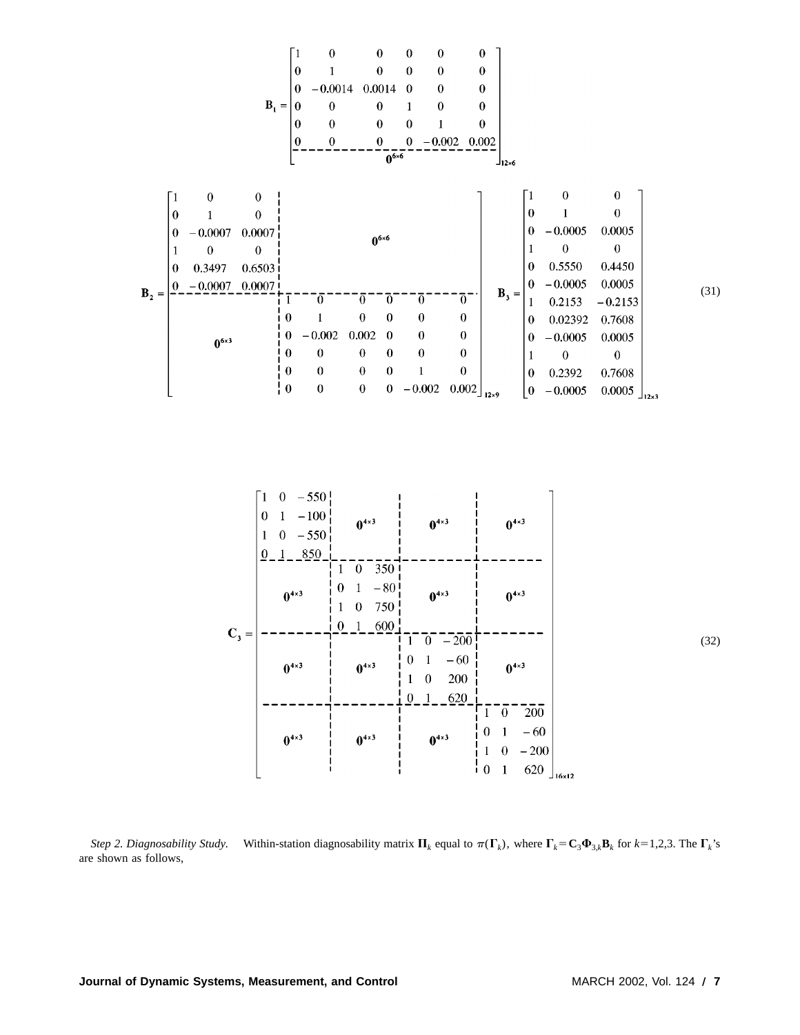$$
\mathbf{B}_1 = \begin{bmatrix} 1 & 0 & 0 & 0 & 0 & 0 \\ 0 & 1 & 0 & 0 & 0 & 0 \\ 0 & -0.0014 & 0.0014 & 0 & 0 & 0 \\ 0 & 0 & 0 & 1 & 0 & 0 \\ 0 & 0 & 0 & 0 & 1 & 0 \\ 0 & 0 & 0 & 0 & -0.002 & 0.002 \\ \hline & & \mathbf{0}^{6\times 6} & & & \end{bmatrix}_{12\times 6}
$$

$$
\mathbf{B}_2 = \left[\begin{array}{ccc|cccccc} 1 & 0 & 0 & & & & & & \\ 0 & 1 & 0 & & & & & & \\ 0 & -0.0007 & 0.0007 & & & \mathbf{0}^{6\times 6} & & & \\ 1 & 0 & 0 & & & & & & \\ 0 & 0.3497 & 0.6503 & & & & & & \\ 0 & -0.0007 & 0.0007 & & & & & & \\ \hline & & & 1 & 0 & 0 & 0 & 0 & 0 \\ & & & 0 & 1 & 0 & 0 & 0 & 0 \\ & \mathbf{0}^{6\times 3} & & 0 & -0.002 & 0.002 & 0 & 0 & 0 \\ & & & 0 & 0 & 0 & 0 & 0 & 0 \\ & & & 0 & 0 & 0 & 0 & 1 & 0 \\ & & & 0 & 0 & 0 & 0 & -0.002 & 0.002 \end{array}\right]_{12\times 9}
\quad
\mathbf{B}_3 = \begin{bmatrix} 1 & 0 & 0 \\ 0 & 1 & 0 \\ 0 & -0.0005 & 0.0005 \\ 1 & 0 & 0 \\ 0 & 0.5550 & 0.4450 \\ 0 & -0.0005 & 0.0005 \\ 1 & 0.2153 & -0.2153 \\ 0 & 0.02392 & 0.7608 \\ 0 & -0.0005 & 0.0005 \\ 1 & 0 & 0 \\ 0 & 0.2392 & 0.7608 \\ 0 & -0.0005 & 0.0005 \end{bmatrix}_{12\times 3} \tag{31}
$$

$$
\mathbf{C}_3 = \left[\begin{array}{ccc|ccc|ccc|ccc} 1 & 0 & -550 & & & & & & & & & \\ 0 & 1 & -100 & & \mathbf{0}^{4\times 3} & & & \mathbf{0}^{4\times 3} & & & \mathbf{0}^{4\times 3} & \\ 1 & 0 & -550 & & & & & & & & & \\ 0 & 1 & 850 & & & & & & & & & \\ \hline & & & 1 & 0 & 350 & & & & & & \\ & \mathbf{0}^{4\times 3} & & 0 & 1 & -80 & & \mathbf{0}^{4\times 3} & & & \mathbf{0}^{4\times 3} & \\ & & & 1 & 0 & 750 & & & & & & \\ & & & 0 & 1 & 600 & & & & & & \\ \hline & & & & & & 1 & 0 & -200 & & & \\ & \mathbf{0}^{4\times 3} & & & \mathbf{0}^{4\times 3} & & 0 & 1 & -60 & & \mathbf{0}^{4\times 3} & \\ & & & & & & 1 & 0 & 200 & & & \\ & & & & & & 0 & 1 & 620 & & & \\ \hline & & & & & & & & & 1 & 0 & 200 \\ & \mathbf{0}^{4\times 3} & & & \mathbf{0}^{4\times 3} & & & \mathbf{0}^{4\times 3} & & 0 & 1 & -60 \\ & & & & & & & & & 1 & 0 & -200 \\ & & & & & & & & & 0 & 1 & 620 \end{array}\right]_{16\times 12} \tag{32}
$$

*Step 2. Diagnosability Study.* Within-station diagnosability matrix $\mathbf{\Pi}_k$ equal to $\pi(\mathbf{\Gamma}_k)$, where $\mathbf{\Gamma}_k = \mathbf{C}_3\mathbf{\Phi}_{3,k}\mathbf{B}_k$ for $k=1,2,3$. The $\mathbf{\Gamma}_k$'s are shown as follows,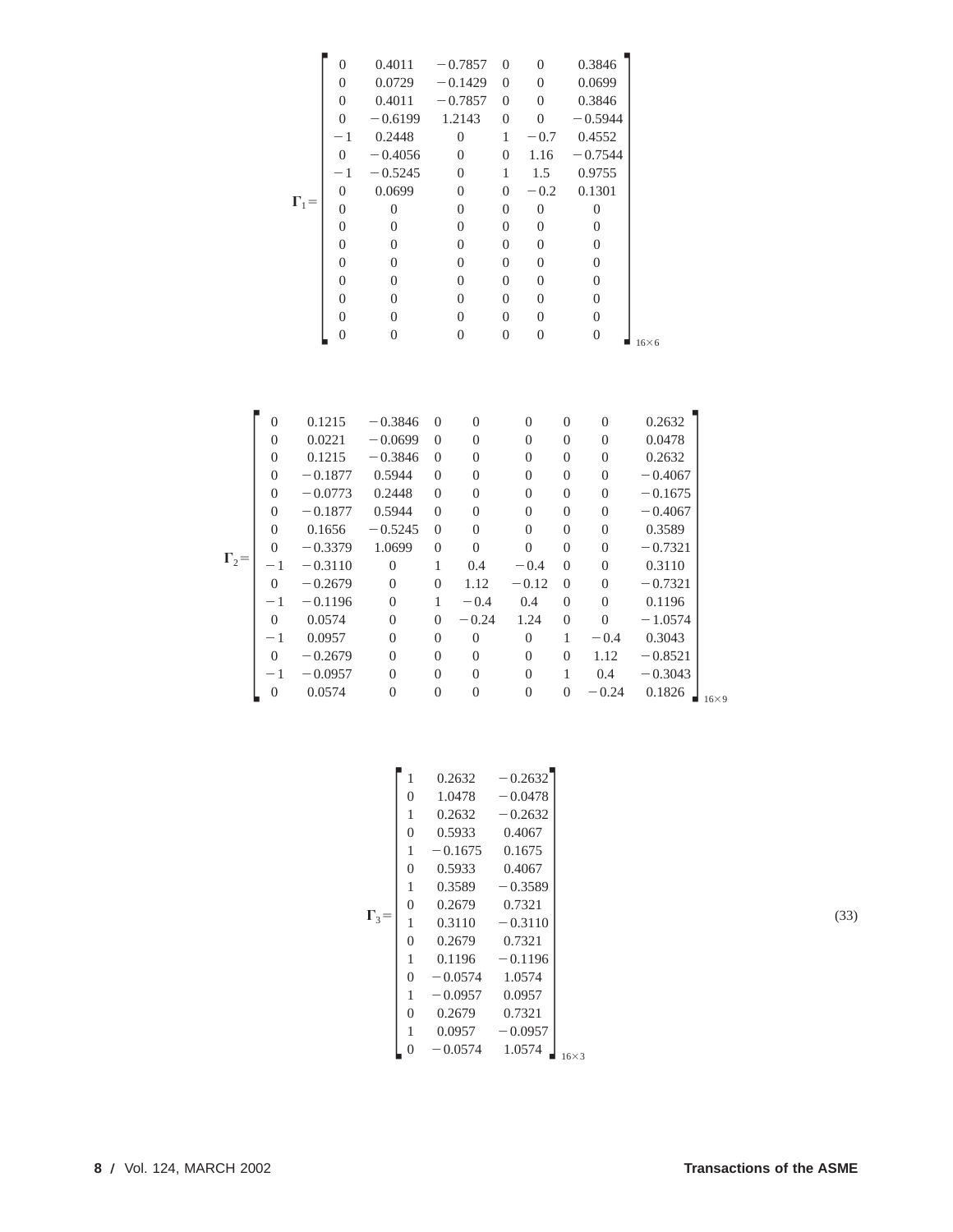$$
\boldsymbol{\Gamma}_1=\begin{bmatrix}
0 & 0.4011 & -0.7857 & 0 & 0 & 0.3846\\
0 & 0.0729 & -0.1429 & 0 & 0 & 0.0699\\
0 & 0.4011 & -0.7857 & 0 & 0 & 0.3846\\
0 & -0.6199 & 1.2143 & 0 & 0 & -0.5944\\
-1 & 0.2448 & 0 & 1 & -0.7 & 0.4552\\
0 & -0.4056 & 0 & 0 & 1.16 & -0.7544\\
-1 & -0.5245 & 0 & 1 & 1.5 & 0.9755\\
0 & 0.0699 & 0 & 0 & -0.2 & 0.1301\\
0 & 0 & 0 & 0 & 0 & 0\\
0 & 0 & 0 & 0 & 0 & 0\\
0 & 0 & 0 & 0 & 0 & 0\\
0 & 0 & 0 & 0 & 0 & 0\\
0 & 0 & 0 & 0 & 0 & 0\\
0 & 0 & 0 & 0 & 0 & 0\\
0 & 0 & 0 & 0 & 0 & 0\\
0 & 0 & 0 & 0 & 0 & 0
\end{bmatrix}_{16\times 6}
$$

$$
\boldsymbol{\Gamma}_2=\begin{bmatrix}
0 & 0.1215 & -0.3846 & 0 & 0 & 0 & 0 & 0 & 0.2632\\
0 & 0.0221 & -0.0699 & 0 & 0 & 0 & 0 & 0 & 0.0478\\
0 & 0.1215 & -0.3846 & 0 & 0 & 0 & 0 & 0 & 0.2632\\
0 & -0.1877 & 0.5944 & 0 & 0 & 0 & 0 & 0 & -0.4067\\
0 & -0.0773 & 0.2448 & 0 & 0 & 0 & 0 & 0 & -0.1675\\
0 & -0.1877 & 0.5944 & 0 & 0 & 0 & 0 & 0 & -0.4067\\
0 & 0.1656 & -0.5245 & 0 & 0 & 0 & 0 & 0 & 0.3589\\
0 & -0.3379 & 1.0699 & 0 & 0 & 0 & 0 & 0 & -0.7321\\
-1 & -0.3110 & 0 & 1 & 0.4 & -0.4 & 0 & 0 & 0.3110\\
0 & -0.2679 & 0 & 0 & 1.12 & -0.12 & 0 & 0 & -0.7321\\
-1 & -0.1196 & 0 & 1 & -0.4 & 0.4 & 0 & 0 & 0.1196\\
0 & 0.0574 & 0 & 0 & -0.24 & 1.24 & 0 & 0 & -1.0574\\
-1 & 0.0957 & 0 & 0 & 0 & 0 & 1 & -0.4 & 0.3043\\
0 & -0.2679 & 0 & 0 & 0 & 0 & 0 & 1.12 & -0.8521\\
-1 & -0.0957 & 0 & 0 & 0 & 0 & 1 & 0.4 & -0.3043\\
0 & 0.0574 & 0 & 0 & 0 & 0 & 0 & -0.24 & 0.1826
\end{bmatrix}_{16\times 9}
$$

$$
\boldsymbol{\Gamma}_3=\begin{bmatrix}
1 & 0.2632 & -0.2632\\
0 & 1.0478 & -0.0478\\
1 & 0.2632 & -0.2632\\
0 & 0.5933 & 0.4067\\
1 & -0.1675 & 0.1675\\
0 & 0.5933 & 0.4067\\
1 & 0.3589 & -0.3589\\
0 & 0.2679 & 0.7321\\
1 & 0.3110 & -0.3110\\
0 & 0.2679 & 0.7321\\
1 & 0.1196 & -0.1196\\
0 & -0.0574 & 1.0574\\
1 & -0.0957 & 0.0957\\
0 & 0.2679 & 0.7321\\
1 & 0.0957 & -0.0957\\
0 & -0.0574 & 1.0574
\end{bmatrix}_{16\times 3} \tag{33}
$$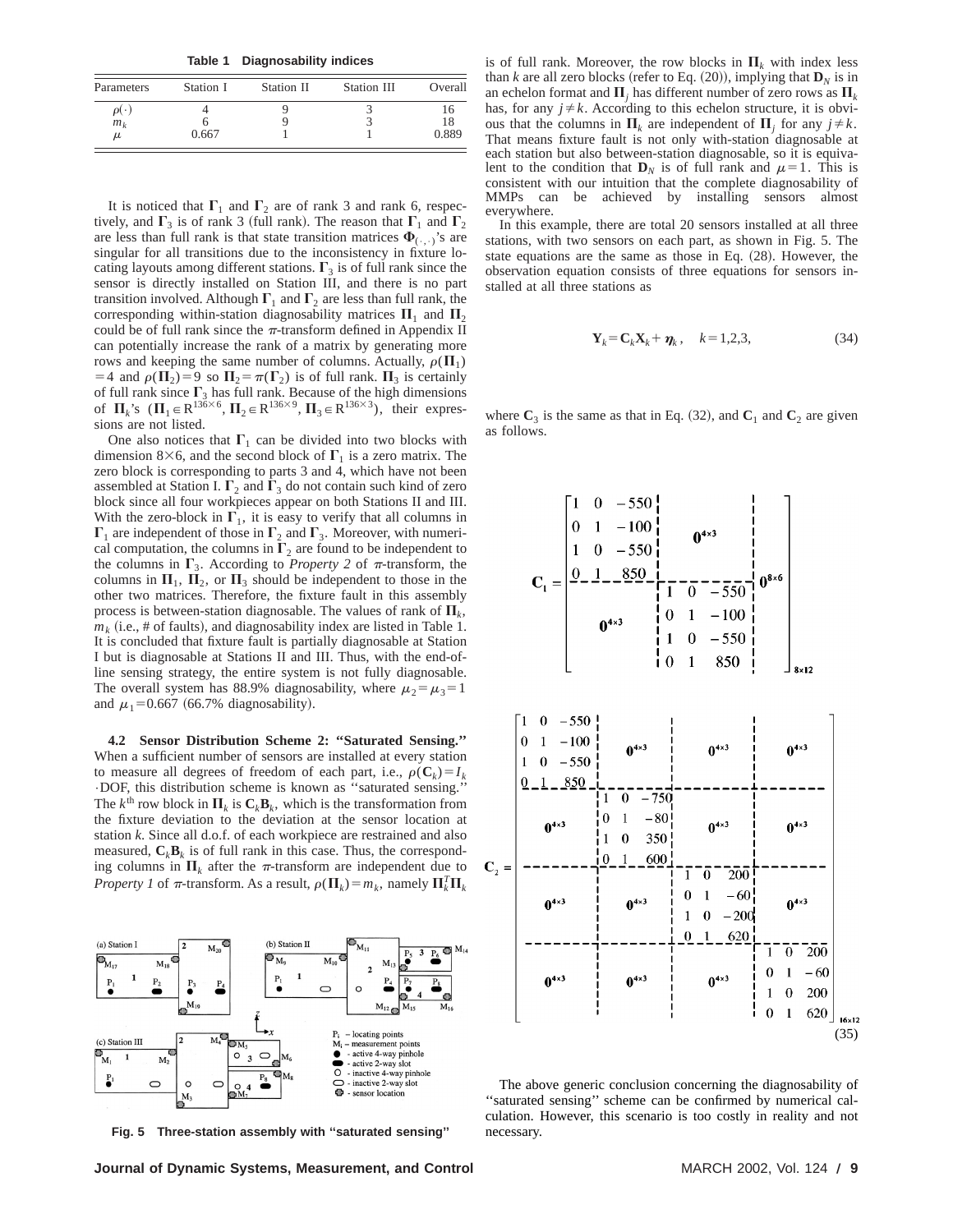**Table 1 Diagnosability indices**

| Parameters | Station I | Station II | Station III | Overall |
|---|---|---|---|---|
| $\rho(\cdot)$ | 4 | 9 | 3 | 16 |
| $m_k$ | 6 | 9 | 3 | 18 |
| $\mu$ | 0.667 | 1 | 1 | 0.889 |

It is noticed that $\mathbf{\Gamma}_1$ and $\mathbf{\Gamma}_2$ are of rank 3 and rank 6, respectively, and $\mathbf{\Gamma}_3$ is of rank 3 (full rank). The reason that $\mathbf{\Gamma}_1$ and $\mathbf{\Gamma}_2$ are less than full rank is that state transition matrices $\mathbf{\Phi}_{(\cdot,\cdot)}$'s are singular for all transitions due to the inconsistency in fixture locating layouts among different stations. $\mathbf{\Gamma}_3$ is of full rank since the sensor is directly installed on Station III, and there is no part transition involved. Although $\mathbf{\Gamma}_1$ and $\mathbf{\Gamma}_2$ are less than full rank, the corresponding within-station diagnosability matrices $\mathbf{\Pi}_1$ and $\mathbf{\Pi}_2$ could be of full rank since the $\pi$-transform defined in Appendix II can potentially increase the rank of a matrix by generating more rows and keeping the same number of columns. Actually, $\rho(\mathbf{\Pi}_1)=4$ and $\rho(\mathbf{\Pi}_2)=9$ so $\mathbf{\Pi}_2=\pi(\mathbf{\Gamma}_2)$ is of full rank. $\mathbf{\Pi}_3$ is certainly of full rank since $\mathbf{\Gamma}_3$ has full rank. Because of the high dimensions of $\mathbf{\Pi}_k$'s ($\mathbf{\Pi}_1 \in \mathrm{R}^{136\times 6}$, $\mathbf{\Pi}_2 \in \mathrm{R}^{136\times 9}$, $\mathbf{\Pi}_3 \in \mathrm{R}^{136\times 3}$), their expressions are not listed.

One also notices that $\mathbf{\Gamma}_1$ can be divided into two blocks with dimension 8×6, and the second block of $\mathbf{\Gamma}_1$ is a zero matrix. The zero block is corresponding to parts 3 and 4, which have not been assembled at Station I. $\mathbf{\Gamma}_2$ and $\mathbf{\Gamma}_3$ do not contain such kind of zero block since all four workpieces appear on both Stations II and III. With the zero-block in $\mathbf{\Gamma}_1$, it is easy to verify that all columns in $\mathbf{\Gamma}_1$ are independent of those in $\mathbf{\Gamma}_2$ and $\mathbf{\Gamma}_3$. Moreover, with numerical computation, the columns in $\mathbf{\Gamma}_2$ are found to be independent to the columns in $\mathbf{\Gamma}_3$. According to *Property 2* of $\pi$-transform, the columns in $\mathbf{\Pi}_1$, $\mathbf{\Pi}_2$, or $\mathbf{\Pi}_3$ should be independent to those in the other two matrices. Therefore, the fixture fault in this assembly process is between-station diagnosable. The values of rank of $\mathbf{\Pi}_k$, $m_k$ (i.e., # of faults), and diagnosability index are listed in Table 1. It is concluded that fixture fault is partially diagnosable at Station I but is diagnosable at Stations II and III. Thus, with the end-of-line sensing strategy, the entire system is not fully diagnosable. The overall system has 88.9% diagnosability, where $\mu_2=\mu_3=1$ and $\mu_1=0.667$ (66.7% diagnosability).

**4.2 Sensor Distribution Scheme 2: "Saturated Sensing."** When a sufficient number of sensors are installed at every station to measure all degrees of freedom of each part, i.e., $\rho(\mathbf{C}_k)=I_k\cdot$DOF, this distribution scheme is known as "saturated sensing." The $k^{\text{th}}$ row block in $\mathbf{\Pi}_k$ is $\mathbf{C}_k\mathbf{B}_k$, which is the transformation from the fixture deviation to the deviation at the sensor location at station $k$. Since all d.o.f. of each workpiece are restrained and also measured, $\mathbf{C}_k\mathbf{B}_k$ is of full rank in this case. Thus, the corresponding columns in $\mathbf{\Pi}_k$ after the $\pi$-transform are independent due to *Property 1* of $\pi$-transform. As a result, $\rho(\mathbf{\Pi}_k)=m_k$, namely $\mathbf{\Pi}_k^T\mathbf{\Pi}_k$ is of full rank. Moreover, the row blocks in $\mathbf{\Pi}_k$ with index less than $k$ are all zero blocks (refer to Eq. (20)), implying that $\mathbf{D}_N$ is in an echelon format and $\mathbf{\Pi}_j$ has different number of zero rows as $\mathbf{\Pi}_k$ has, for any $j\neq k$. According to this echelon structure, it is obvious that the columns in $\mathbf{\Pi}_k$ are independent of $\mathbf{\Pi}_j$ for any $j\neq k$. That means fixture fault is not only with-station diagnosable at each station but also between-station diagnosable, so it is equivalent to the condition that $\mathbf{D}_N$ is of full rank and $\mu=1$. This is consistent with our intuition that the complete diagnosability of MMPs can be achieved by installing sensors almost everywhere.

In this example, there are total 20 sensors installed at all three stations, with two sensors on each part, as shown in Fig. 5. The state equations are the same as those in Eq. (28). However, the observation equation consists of three equations for sensors installed at all three stations as

$$\mathbf{Y}_k=\mathbf{C}_k\mathbf{X}_k+\boldsymbol{\eta}_k, \quad k=1,2,3, \tag{34}$$

where $\mathbf{C}_3$ is the same as that in Eq. (32), and $\mathbf{C}_1$ and $\mathbf{C}_2$ are given as follows.

$$\mathbf{C}_1=\left[\begin{array}{ccc|ccc|c}
1 & 0 & -550 & & & & \\
0 & 1 & -100 & & \mathbf{0}^{4\times 3} & & \\
1 & 0 & -550 & & & & \\
0 & 1 & 850 & & & & \mathbf{0}^{8\times 6}\\
\hline
 & & & 1 & 0 & -550 & \\
 & \mathbf{0}^{4\times 3} & & 0 & 1 & -100 & \\
 & & & 1 & 0 & -550 & \\
 & & & 0 & 1 & 850 & 
\end{array}\right]_{8\times 12}$$

$$\mathbf{C}_2=\left[\begin{array}{ccc|ccc|ccc|ccc}
1 & 0 & -550 & & & & & & & & & \\
0 & 1 & -100 & & \mathbf{0}^{4\times 3} & & & \mathbf{0}^{4\times 3} & & & \mathbf{0}^{4\times 3} & \\
1 & 0 & -550 & & & & & & & & & \\
0 & 1 & 850 & & & & & & & & & \\
\hline
 & & & 1 & 0 & -750 & & & & & & \\
 & \mathbf{0}^{4\times 3} & & 0 & 1 & -80 & & \mathbf{0}^{4\times 3} & & & \mathbf{0}^{4\times 3} & \\
 & & & 1 & 0 & 350 & & & & & & \\
 & & & 0 & 1 & 600 & & & & & & \\
\hline
 & & & & & & 1 & 0 & 200 & & & \\
 & \mathbf{0}^{4\times 3} & & & \mathbf{0}^{4\times 3} & & 0 & 1 & -60 & & \mathbf{0}^{4\times 3} & \\
 & & & & & & 1 & 0 & -200 & & & \\
 & & & & & & 0 & 1 & 620 & & & \\
\hline
 & & & & & & & & & 1 & 0 & 200 \\
 & \mathbf{0}^{4\times 3} & & & \mathbf{0}^{4\times 3} & & & \mathbf{0}^{4\times 3} & & 0 & 1 & -60 \\
 & & & & & & & & & 1 & 0 & 200 \\
 & & & & & & & & & 0 & 1 & 620
\end{array}\right]_{16\times 12} \tag{35}$$

The above generic conclusion concerning the diagnosability of "saturated sensing" scheme can be confirmed by numerical calculation. However, this scenario is too costly in reality and not necessary.

**Fig. 5 Three-station assembly with "saturated sensing"**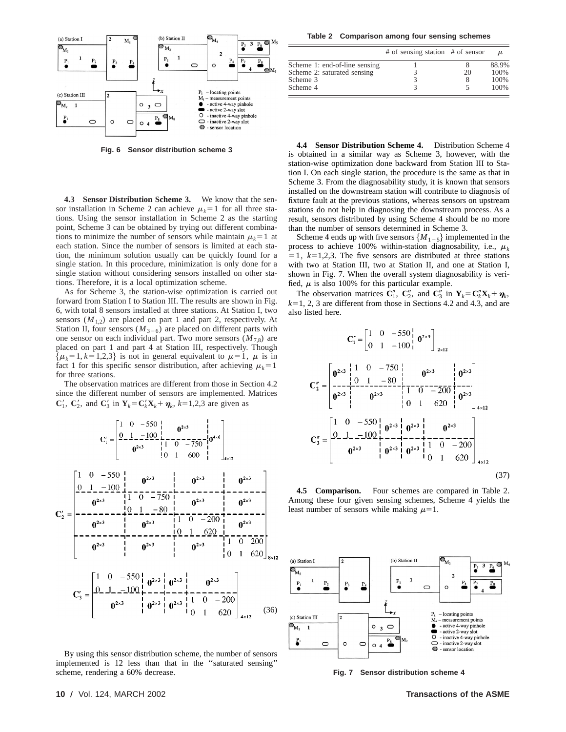Fig. 6 Sensor distribution scheme 3

**4.3 Sensor Distribution Scheme 3.** We know that the sensor installation in Scheme 2 can achieve $\mu_k = 1$ for all three stations. Using the sensor installation in Scheme 2 as the starting point, Scheme 3 can be obtained by trying out different combinations to minimize the number of sensors while maintain $\mu_k = 1$ at each station. Since the number of sensors is limited at each station, the minimum solution usually can be quickly found for a single station. In this procedure, minimization is only done for a single station without considering sensors installed on other stations. Therefore, it is a local optimization scheme.

As for Scheme 3, the station-wise optimization is carried out forward from Station I to Station III. The results are shown in Fig. 6, with total 8 sensors installed at three stations. At Station I, two sensors ($M_{1,2}$) are placed on part 1 and part 2, respectively. At Station II, four sensors ($M_{3-6}$) are placed on different parts with one sensor on each individual part. Two more sensors ($M_{7,8}$) are placed on part 1 and part 4 at Station III, respectively. Though $\{\mu_k = 1, k = 1,2,3\}$ is not in general equivalent to $\mu = 1$, $\mu$ is in fact 1 for this specific sensor distribution, after achieving $\mu_k = 1$ for three stations.

The observation matrices are different from those in Section 4.2 since the different number of sensors are implemented. Matrices $\mathbf{C}_1'$, $\mathbf{C}_2'$, and $\mathbf{C}_3'$ in $\mathbf{Y}_k = \mathbf{C}_k'\mathbf{X}_k + \boldsymbol{\eta}_k$, $k=1,2,3$ are given as

$$
\mathbf{C}_1' = \begin{bmatrix} \begin{matrix} 1 & 0 & -550 \\ 0 & 1 & -100 \end{matrix} & \mathbf{0}^{2\times 3} & \\ \mathbf{0}^{2\times 3} & \begin{matrix} 1 & 0 & -750 \\ 0 & 1 & 600 \end{matrix} & \mathbf{0}^{4\times 6} \end{bmatrix}_{4\times 12}
$$

$$
\mathbf{C}_2' = \begin{bmatrix} \begin{matrix} 1 & 0 & -550 \\ 0 & 1 & -100 \end{matrix} & \mathbf{0}^{2\times 3} & \mathbf{0}^{2\times 3} & \mathbf{0}^{2\times 3} \\ \mathbf{0}^{2\times 3} & \begin{matrix} 1 & 0 & -750 \\ 0 & 1 & -80 \end{matrix} & \mathbf{0}^{2\times 3} & \mathbf{0}^{2\times 3} \\ \mathbf{0}^{2\times 3} & \mathbf{0}^{2\times 3} & \begin{matrix} 1 & 0 & -200 \\ 0 & 1 & 620 \end{matrix} & \mathbf{0}^{2\times 3} \\ \mathbf{0}^{2\times 3} & \mathbf{0}^{2\times 3} & \mathbf{0}^{2\times 3} & \begin{matrix} 1 & 0 & 200 \\ 0 & 1 & 620 \end{matrix} \end{bmatrix}_{8\times 12}
$$

$$
\mathbf{C}_3' = \begin{bmatrix} \begin{matrix} 1 & 0 & -550 \\ 0 & 1 & -100 \end{matrix} & \mathbf{0}^{2\times 3} & \mathbf{0}^{2\times 3} & \mathbf{0}^{2\times 3} \\ \mathbf{0}^{2\times 3} & \mathbf{0}^{2\times 3} & \mathbf{0}^{2\times 3} & \begin{matrix} 1 & 0 & -200 \\ 0 & 1 & 620 \end{matrix} \end{bmatrix}_{4\times 12} \tag{36}
$$

By using this sensor distribution scheme, the number of sensors implemented is 12 less than that in the "saturated sensing" scheme, rendering a 60% decrease.

**Table 2 Comparison among four sensing schemes**

| | # of sensing station | # of sensor | $\mu$ |
|---|---|---|---|
| Scheme 1: end-of-line sensing | 1 | 8 | 88.9% |
| Scheme 2: saturated sensing | 3 | 20 | 100% |
| Scheme 3 | 3 | 8 | 100% |
| Scheme 4 | 3 | 5 | 100% |

**4.4 Sensor Distribution Scheme 4.** Distribution Scheme 4 is obtained in a similar way as Scheme 3, however, with the station-wise optimization done backward from Station III to Station I. On each single station, the procedure is the same as that in Scheme 3. From the diagnosability study, it is known that sensors installed on the downstream station will contribute to diagnosis of fixture fault at the previous stations, whereas sensors on upstream stations do not help in diagnosing the downstream process. As a result, sensors distributed by using Scheme 4 should be no more than the number of sensors determined in Scheme 3.

Scheme 4 ends up with five sensors $\{M_{1-5}\}$ implemented in the process to achieve 100% within-station diagnosability, i.e., $\mu_k = 1$, $k=1,2,3$. The five sensors are distributed at three stations with two at Station III, two at Station II, and one at Station I, shown in Fig. 7. When the overall system diagnosability is verified, $\mu$ is also 100% for this particular example.

The observation matrices $\mathbf{C}_1''$, $\mathbf{C}_2''$, and $\mathbf{C}_3''$ in $\mathbf{Y}_k = \mathbf{C}_k''\mathbf{X}_k + \boldsymbol{\eta}_k$, $k=1, 2, 3$ are different from those in Sections 4.2 and 4.3, and are also listed here.

$$
\mathbf{C}_1'' = \begin{bmatrix} \begin{matrix} 1 & 0 & -550 \\ 0 & 1 & -100 \end{matrix} & \mathbf{0}^{2\times 9} \end{bmatrix}_{2\times 12}
$$

$$
\mathbf{C}_2'' = \begin{bmatrix} \mathbf{0}^{2\times 3} & \begin{matrix} 1 & 0 & -750 \\ 0 & 1 & -80 \end{matrix} & \mathbf{0}^{2\times 3} & \mathbf{0}^{2\times 3} \\ \mathbf{0}^{2\times 3} & \mathbf{0}^{2\times 3} & \begin{matrix} 1 & 0 & -200 \\ 0 & 1 & 620 \end{matrix} & \mathbf{0}^{2\times 3} \end{bmatrix}_{4\times 12}
$$

$$
\mathbf{C}_3'' = \begin{bmatrix} \begin{matrix} 1 & 0 & -550 \\ 0 & 1 & -100 \end{matrix} & \mathbf{0}^{2\times 3} & \mathbf{0}^{2\times 3} & \mathbf{0}^{2\times 3} \\ \mathbf{0}^{2\times 3} & \mathbf{0}^{2\times 3} & \mathbf{0}^{2\times 3} & \begin{matrix} 1 & 0 & -200 \\ 0 & 1 & 620 \end{matrix} \end{bmatrix}_{4\times 12} \tag{37}
$$

**4.5 Comparison.** Four schemes are compared in Table 2. Among these four given sensing schemes, Scheme 4 yields the least number of sensors while making $\mu = 1$.

Fig. 7 Sensor distribution scheme 4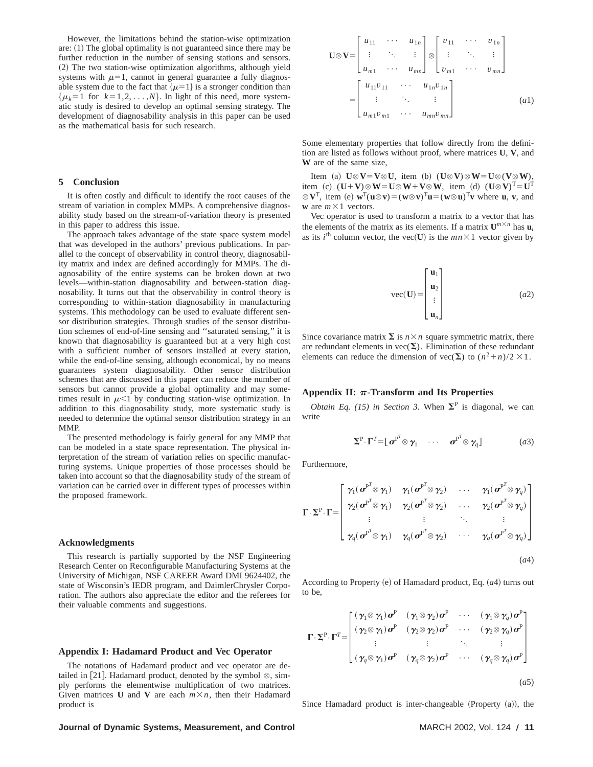However, the limitations behind the station-wise optimization are: (1) The global optimality is not guaranteed since there may be further reduction in the number of sensing stations and sensors. (2) The two station-wise optimization algorithms, although yield systems with $\mu=1$, cannot in general guarantee a fully diagnosable system due to the fact that $\{\mu=1\}$ is a stronger condition than $\{\mu_k=1 \text{ for } k=1,2,\ldots,N\}$. In light of this need, more systematic study is desired to develop an optimal sensing strategy. The development of diagnosability analysis in this paper can be used as the mathematical basis for such research.

## 5 Conclusion

It is often costly and difficult to identify the root causes of the stream of variation in complex MMPs. A comprehensive diagnosability study based on the stream-of-variation theory is presented in this paper to address this issue.

The approach takes advantage of the state space system model that was developed in the authors' previous publications. In parallel to the concept of observability in control theory, diagnosability matrix and index are defined accordingly for MMPs. The diagnosability of the entire systems can be broken down at two levels—within-station diagnosability and between-station diagnosability. It turns out that the observability in control theory is corresponding to within-station diagnosability in manufacturing systems. This methodology can be used to evaluate different sensor distribution strategies. Through studies of the sensor distribution schemes of end-of-line sensing and "saturated sensing," it is known that diagnosability is guaranteed but at a very high cost with a sufficient number of sensors installed at every station, while the end-of-line sensing, although economical, by no means guarantees system diagnosability. Other sensor distribution schemes that are discussed in this paper can reduce the number of sensors but cannot provide a global optimality and may sometimes result in $\mu<1$ by conducting station-wise optimization. In addition to this diagnosability study, more systematic study is needed to determine the optimal sensor distribution strategy in an MMP.

The presented methodology is fairly general for any MMP that can be modeled in a state space representation. The physical interpretation of the stream of variation relies on specific manufacturing systems. Unique properties of those processes should be taken into account so that the diagnosability study of the stream of variation can be carried over in different types of processes within the proposed framework.

## Acknowledgments

This research is partially supported by the NSF Engineering Research Center on Reconfigurable Manufacturing Systems at the University of Michigan, NSF CAREER Award DMI 9624402, the state of Wisconsin's IEDR program, and DaimlerChrysler Corporation. The authors also appreciate the editor and the referees for their valuable comments and suggestions.

## Appendix I: Hadamard Product and Vec Operator

The notations of Hadamard product and vec operator are detailed in [21]. Hadamard product, denoted by the symbol $\otimes$, simply performs the elementwise multiplication of two matrices. Given matrices $\mathbf{U}$ and $\mathbf{V}$ are each $m\times n$, then their Hadamard product is

$$\mathbf{U}\otimes\mathbf{V}=\begin{bmatrix} u_{11} & \cdots & u_{1n} \\ \vdots & \ddots & \vdots \\ u_{m1} & \cdots & u_{mn}\end{bmatrix}\otimes\begin{bmatrix} v_{11} & \cdots & v_{1n} \\ \vdots & \ddots & \vdots \\ v_{m1} & \cdots & v_{mn}\end{bmatrix} =\begin{bmatrix} u_{11}v_{11} & \cdots & u_{1n}v_{1n} \\ \vdots & \ddots & \vdots \\ u_{m1}v_{m1} & \cdots & u_{mn}v_{mn}\end{bmatrix} \qquad (a1)$$

Some elementary properties that follow directly from the definition are listed as follows without proof, where matrices $\mathbf{U}$, $\mathbf{V}$, and $\mathbf{W}$ are of the same size,

Item (a) $\mathbf{U}\otimes\mathbf{V}=\mathbf{V}\otimes\mathbf{U}$, item (b) $(\mathbf{U}\otimes\mathbf{V})\otimes\mathbf{W}=\mathbf{U}\otimes(\mathbf{V}\otimes\mathbf{W})$, item (c) $(\mathbf{U}+\mathbf{V})\otimes\mathbf{W}=\mathbf{U}\otimes\mathbf{W}+\mathbf{V}\otimes\mathbf{W}$, item (d) $(\mathbf{U}\otimes\mathbf{V})^{\mathrm{T}}=\mathbf{U}^{\mathrm{T}}\otimes\mathbf{V}^{\mathrm{T}}$, item (e) $\mathbf{w}^{\mathrm{T}}(\mathbf{u}\otimes\mathbf{v})=(\mathbf{w}\otimes\mathbf{v})^{\mathrm{T}}\mathbf{u}=(\mathbf{w}\otimes\mathbf{u})^{\mathrm{T}}\mathbf{v}$ where $\mathbf{u}$, $\mathbf{v}$, and $\mathbf{w}$ are $m\times 1$ vectors.

Vec operator is used to transform a matrix to a vector that has the elements of the matrix as its elements. If a matrix $\mathbf{U}^{m\times n}$ has $\mathbf{u}_i$ as its $i^{\text{th}}$ column vector, the $\mathrm{vec}(\mathbf{U})$ is the $mn\times 1$ vector given by

$$\mathrm{vec}(\mathbf{U})=\begin{bmatrix}\mathbf{u}_1\\ \mathbf{u}_2\\ \vdots\\ \mathbf{u}_n\end{bmatrix} \qquad (a2)$$

Since covariance matrix $\mathbf{\Sigma}$ is $n\times n$ square symmetric matrix, there are redundant elements in $\mathrm{vec}(\mathbf{\Sigma})$. Elimination of these redundant elements can reduce the dimension of $\mathrm{vec}(\mathbf{\Sigma})$ to $(n^2+n)/2\times 1$.

## Appendix II: $\pi$-Transform and Its Properties

*Obtain Eq. (15) in Section 3.* When $\mathbf{\Sigma}^{\mathrm{P}}$ is diagonal, we can write

$$\mathbf{\Sigma}^{\mathrm{P}}\cdot\mathbf{\Gamma}^{T}=[\,\boldsymbol{\sigma}^{\mathrm{P}^T}\otimes\boldsymbol{\gamma}_1 \quad \cdots \quad \boldsymbol{\sigma}^{\mathrm{P}^T}\otimes\boldsymbol{\gamma}_q] \qquad (a3)$$

Furthermore,

$$\mathbf{\Gamma}\cdot\mathbf{\Sigma}^{\mathrm{P}}\cdot\mathbf{\Gamma}=\begin{bmatrix} \boldsymbol{\gamma}_1(\boldsymbol{\sigma}^{\mathrm{P}^T}\otimes\boldsymbol{\gamma}_1) & \boldsymbol{\gamma}_1(\boldsymbol{\sigma}^{\mathrm{P}^T}\otimes\boldsymbol{\gamma}_2) & \cdots & \boldsymbol{\gamma}_1(\boldsymbol{\sigma}^{\mathrm{P}^T}\otimes\boldsymbol{\gamma}_q)\\ \boldsymbol{\gamma}_2(\boldsymbol{\sigma}^{\mathrm{P}^T}\otimes\boldsymbol{\gamma}_1) & \boldsymbol{\gamma}_2(\boldsymbol{\sigma}^{\mathrm{P}^T}\otimes\boldsymbol{\gamma}_2) & \cdots & \boldsymbol{\gamma}_2(\boldsymbol{\sigma}^{\mathrm{P}^T}\otimes\boldsymbol{\gamma}_q)\\ \vdots & \vdots & \ddots & \vdots\\ \boldsymbol{\gamma}_q(\boldsymbol{\sigma}^{\mathrm{P}^T}\otimes\boldsymbol{\gamma}_1) & \boldsymbol{\gamma}_q(\boldsymbol{\sigma}^{\mathrm{P}^T}\otimes\boldsymbol{\gamma}_2) & \cdots & \boldsymbol{\gamma}_q(\boldsymbol{\sigma}^{\mathrm{P}^T}\otimes\boldsymbol{\gamma}_q)\end{bmatrix} \qquad (a4)$$

According to Property (e) of Hamadard product, Eq. (a4) turns out to be,

$$\mathbf{\Gamma}\cdot\mathbf{\Sigma}^{\mathrm{P}}\cdot\mathbf{\Gamma}^{T}=\begin{bmatrix} (\boldsymbol{\gamma}_1\otimes\boldsymbol{\gamma}_1)\boldsymbol{\sigma}^{\mathrm{P}} & (\boldsymbol{\gamma}_1\otimes\boldsymbol{\gamma}_2)\boldsymbol{\sigma}^{\mathrm{P}} & \cdots & (\boldsymbol{\gamma}_1\otimes\boldsymbol{\gamma}_q)\boldsymbol{\sigma}^{\mathrm{P}}\\ (\boldsymbol{\gamma}_2\otimes\boldsymbol{\gamma}_1)\boldsymbol{\sigma}^{\mathrm{P}} & (\boldsymbol{\gamma}_2\otimes\boldsymbol{\gamma}_2)\boldsymbol{\sigma}^{\mathrm{P}} & \cdots & (\boldsymbol{\gamma}_2\otimes\boldsymbol{\gamma}_q)\boldsymbol{\sigma}^{\mathrm{P}}\\ \vdots & \vdots & \ddots & \vdots\\ (\boldsymbol{\gamma}_q\otimes\boldsymbol{\gamma}_1)\boldsymbol{\sigma}^{\mathrm{P}} & (\boldsymbol{\gamma}_q\otimes\boldsymbol{\gamma}_2)\boldsymbol{\sigma}^{\mathrm{P}} & \cdots & (\boldsymbol{\gamma}_q\otimes\boldsymbol{\gamma}_q)\boldsymbol{\sigma}^{\mathrm{P}}\end{bmatrix} \qquad (a5)$$

Since Hamadard product is inter-changeable (Property (a)), the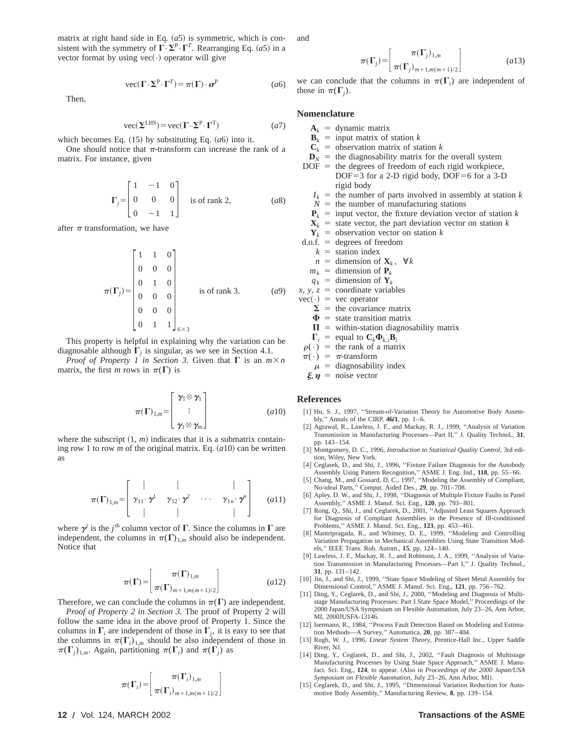matrix at right hand side in Eq. (*a*5) is symmetric, which is consistent with the symmetry of $\mathbf{\Gamma}\cdot\mathbf{\Sigma}^{\mathrm{P}}\cdot\mathbf{\Gamma}^{T}$. Rearranging Eq. (*a*5) in a vector format by using $\mathrm{vec}(\cdot)$ operator will give

$$\mathrm{vec}(\mathbf{\Gamma}\cdot\mathbf{\Sigma}^{\mathrm{P}}\cdot\mathbf{\Gamma}^{T})=\pi(\mathbf{\Gamma})\cdot\boldsymbol{\sigma}^{\mathrm{P}} \qquad (a6)$$

Then,

$$\mathrm{vec}(\mathbf{\Sigma}^{\mathrm{LHS}})=\mathrm{vec}(\mathbf{\Gamma}\cdot\mathbf{\Sigma}^{\mathrm{P}}\cdot\mathbf{\Gamma}^{\mathrm{T}}) \qquad (a7)$$

which becomes Eq. (15) by substituting Eq. (*a*6) into it.

One should notice that $\pi$-transform can increase the rank of a matrix. For instance, given

$$\mathbf{\Gamma}_j=\begin{bmatrix}1 & -1 & 0\\ 0 & 0 & 0\\ 0 & -1 & 1\end{bmatrix} \quad \text{is of rank 2,} \qquad (a8)$$

after $\pi$ transformation, we have

$$\pi(\mathbf{\Gamma}_j)=\begin{bmatrix}1 & 1 & 0\\ 0 & 0 & 0\\ 0 & 1 & 0\\ 0 & 0 & 0\\ 0 & 0 & 0\\ 0 & 1 & 1\end{bmatrix}_{6\times 3} \quad \text{is of rank 3.} \qquad (a9)$$

This property is helpful in explaining why the variation can be diagnosable although $\mathbf{\Gamma}_j$ is singular, as we see in Section 4.1.

*Proof of Property 1 in Section 3.* Given that $\mathbf{\Gamma}$ is an $m\times n$ matrix, the first $m$ rows in $\pi(\mathbf{\Gamma})$ is

$$\pi(\mathbf{\Gamma})_{1,m}=\begin{bmatrix}\boldsymbol{\gamma}_1\otimes\boldsymbol{\gamma}_1\\ \vdots\\ \boldsymbol{\gamma}_1\otimes\boldsymbol{\gamma}_m\end{bmatrix} \qquad (a10)$$

where the subscript $(1, m)$ indicates that it is a submatrix containing row 1 to row $m$ of the original matrix. Eq. (*a*10) can be written as

$$\pi(\mathbf{\Gamma})_{1,m}=\begin{bmatrix}| & | & & |\\ \gamma_{11}\cdot\boldsymbol{\gamma}^{1} & \gamma_{12}\cdot\boldsymbol{\gamma}^{2} & \cdots & \gamma_{1n}\cdot\boldsymbol{\gamma}^{n}\\ | & | & & |\end{bmatrix} \qquad (a11)$$

where $\boldsymbol{\gamma}^{j}$ is the $j^{\text{th}}$ column vector of $\mathbf{\Gamma}$. Since the columns in $\mathbf{\Gamma}$ are independent, the columns in $\pi(\mathbf{\Gamma})_{1,m}$ should also be independent. Notice that

$$\pi(\mathbf{\Gamma})=\begin{bmatrix}\pi(\mathbf{\Gamma})_{1,m}\\ \pi(\mathbf{\Gamma})_{m+1,m(m+1)/2}\end{bmatrix} \qquad (a12)$$

Therefore, we can conclude the columns in $\pi(\mathbf{\Gamma})$ are independent.

*Proof of Property 2 in Section 3.* The proof of Property 2 will follow the same idea in the above proof of Property 1. Since the columns in $\mathbf{\Gamma}_i$ are independent of those in $\mathbf{\Gamma}_j$, it is easy to see that the columns in $\pi(\mathbf{\Gamma}_i)_{1,m}$ should be also independent of those in $\pi(\mathbf{\Gamma}_j)_{1,m}$. Again, partitioning $\pi(\mathbf{\Gamma}_i)$ and $\pi(\mathbf{\Gamma}_j)$ as

$$\pi(\mathbf{\Gamma}_i)=\begin{bmatrix}\pi(\mathbf{\Gamma}_i)_{1,m}\\ \pi(\mathbf{\Gamma}_i)_{m+1,m(m+1)/2}\end{bmatrix}$$

and

$$\pi(\mathbf{\Gamma}_j)=\begin{bmatrix}\pi(\mathbf{\Gamma}_j)_{1,m}\\ \pi(\mathbf{\Gamma}_j)_{m+1,m(m+1)/2}\end{bmatrix} \qquad (a13)$$

we can conclude that the columns in $\pi(\mathbf{\Gamma}_i)$ are independent of those in $\pi(\mathbf{\Gamma}_j)$.

## Nomenclature

- $\mathbf{A}_k$ = dynamic matrix
- $\mathbf{B}_k$ = input matrix of station $k$
- $\mathbf{C}_k$ = observation matrix of station $k$
- $\mathbf{D}_N$ = the diagnosability matrix for the overall system
- DOF = the degrees of freedom of each rigid workpiece, DOF=3 for a 2-D rigid body, DOF=6 for a 3-D rigid body
- $I_k$ = the number of parts involved in assembly at station $k$
- $N$ = the number of manufacturing stations
- $\mathbf{P}_k$ = input vector, the fixture deviation vector of station $k$
- $\mathbf{X}_k$ = state vector, the part deviation vector on station $k$
- $\mathbf{Y}_k$ = observation vector on station $k$
- d.o.f. = degrees of freedom
- $k$ = station index
- $n$ = dimension of $\mathbf{X}_k$, $\forall k$
- $m_k$ = dimension of $\mathbf{P}_k$
- $q_k$ = dimension of $\mathbf{Y}_k$
- $x, y, z$ = coordinate variables
- $\mathrm{vec}(\cdot)$ = vec operator
- $\mathbf{\Sigma}$ = the covariance matrix
- $\mathbf{\Phi}$ = state transition matrix
- $\mathbf{\Pi}$ = within-station diagnosability matrix
- $\mathbf{\Gamma}_i$ = equal to $\mathbf{C}_k\mathbf{\Phi}_{k,i}\mathbf{B}_i$
- $\rho(\cdot)$ = the rank of a matrix
- $\pi(\cdot)$ = $\pi$-transform
- $\mu$ = diagnosability index
- $\boldsymbol{\xi}, \boldsymbol{\eta}$ = noise vector

## References

[1] Hu, S. J., 1997, "Stream-of-Variation Theory for Automotive Body Assembly," Annals of the CIRP, **46/1**, pp. 1–6.

[2] Agrawal, R., Lawless, J. F., and Mackay, R. J., 1999, "Analysis of Variation Transmission in Manufacturing Processes—Part II," J. Quality Technol., **31**, pp. 143–154.

[3] Montgomery, D. C., 1996, *Introduction to Statistical Quality Control*, 3rd edition, Wiley, New York.

[4] Ceglarek, D., and Shi, J., 1996, "Fixture Failure Diagnosis for the Autobody Assembly Using Pattern Recognition," ASME J. Eng. Ind., **118**, pp. 55–66.

[5] Chang, M., and Gossard, D. C., 1997, "Modeling the Assembly of Compliant, No-ideal Parts," Comput. Aided Des., **29**, pp. 701–708.

[6] Apley, D. W., and Shi, J., 1998, "Diagnosis of Multiple Fixture Faults in Panel Assembly," ASME J. Manuf. Sci. Eng., **120**, pp. 793–801.

[7] Rong, Q., Shi, J., and Ceglarek, D., 2001, "Adjusted Least Squares Approach for Diagnosis of Compliant Assemblies in the Presence of Ill-conditioned Problems," ASME J. Manuf. Sci. Eng., **123**, pp. 453–461.

[8] Mantripragada, R., and Whitney, D. E., 1999, "Modeling and Controlling Variation Propagation in Mechanical Assemblies Using State Transition Models," IEEE Trans. Rob. Autom., **15**, pp. 124–140.

[9] Lawless, J. F., Mackay, R. J., and Robinson, J. A., 1999, "Analysis of Variation Transmission in Manufacturing Processes—Part I," J. Quality Technol., **31**, pp. 131–142.

[10] Jin, J., and Shi, J., 1999, "State Space Modeling of Sheet Metal Assembly for Dimensional Control," ASME J. Manuf. Sci. Eng., **121**, pp. 756–762.

[11] Ding, Y., Ceglarek, D., and Shi, J., 2000, "Modeling and Diagnosis of Multistage Manufacturing Processes: Part I State Space Model," Proceedings of the 2000 Japan/USA Symposium on Flexible Automation, July 23–26, Ann Arbor, MI, 2000JUSFA-13146.

[12] Isermann, R., 1984, "Process Fault Detection Based on Modeling and Estimation Methods—A Survey," Automatica, **20**, pp. 387–404.

[13] Rugh, W. J., 1996, *Linear System Theory*, Prentice-Hall Inc., Upper Saddle River, NJ.

[14] Ding, Y., Ceglarek, D., and Shi, J., 2002, "Fault Diagnosis of Multistage Manufacturing Processes by Using State Space Approach," ASME J. Manufact. Sci. Eng., **124**, to appear. (Also in *Proceedings of the 2000 Japan/USA Symposium on Flexible Automation*, July 23–26, Ann Arbor, MI).

[15] Ceglarek, D., and Shi, J., 1995, "Dimensional Variation Reduction for Automotive Body Assembly," Manufacturing Review, **8**, pp. 139–154.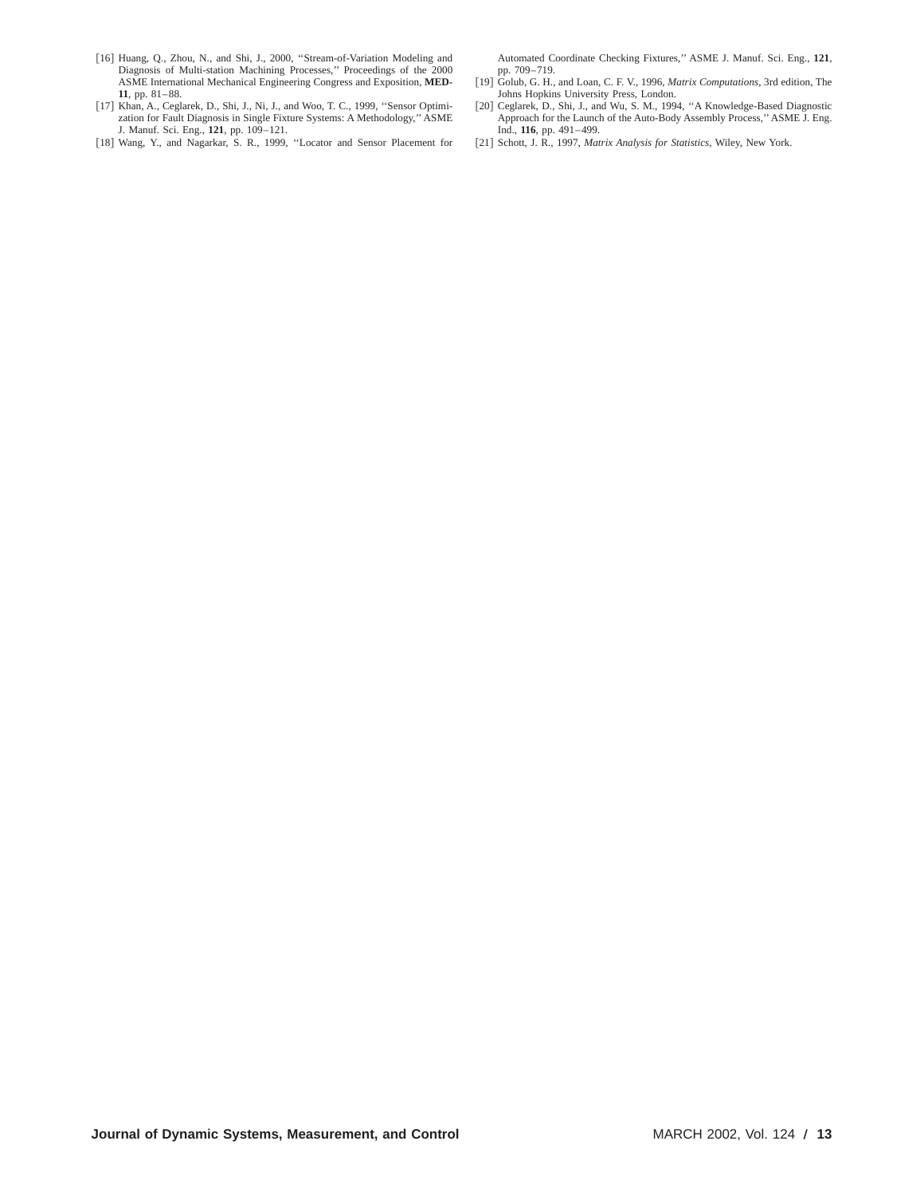[16] Huang, Q., Zhou, N., and Shi, J., 2000, ''Stream-of-Variation Modeling and Diagnosis of Multi-station Machining Processes,'' Proceedings of the 2000 ASME International Mechanical Engineering Congress and Exposition, **MED-11**, pp. 81–88.

[17] Khan, A., Ceglarek, D., Shi, J., Ni, J., and Woo, T. C., 1999, ''Sensor Optimization for Fault Diagnosis in Single Fixture Systems: A Methodology,'' ASME J. Manuf. Sci. Eng., **121**, pp. 109–121.

[18] Wang, Y., and Nagarkar, S. R., 1999, ''Locator and Sensor Placement for Automated Coordinate Checking Fixtures,'' ASME J. Manuf. Sci. Eng., **121**, pp. 709–719.

[19] Golub, G. H., and Loan, C. F. V., 1996, *Matrix Computations*, 3rd edition, The Johns Hopkins University Press, London.

[20] Ceglarek, D., Shi, J., and Wu, S. M., 1994, ''A Knowledge-Based Diagnostic Approach for the Launch of the Auto-Body Assembly Process,'' ASME J. Eng. Ind., **116**, pp. 491–499.

[21] Schott, J. R., 1997, *Matrix Analysis for Statistics*, Wiley, New York.